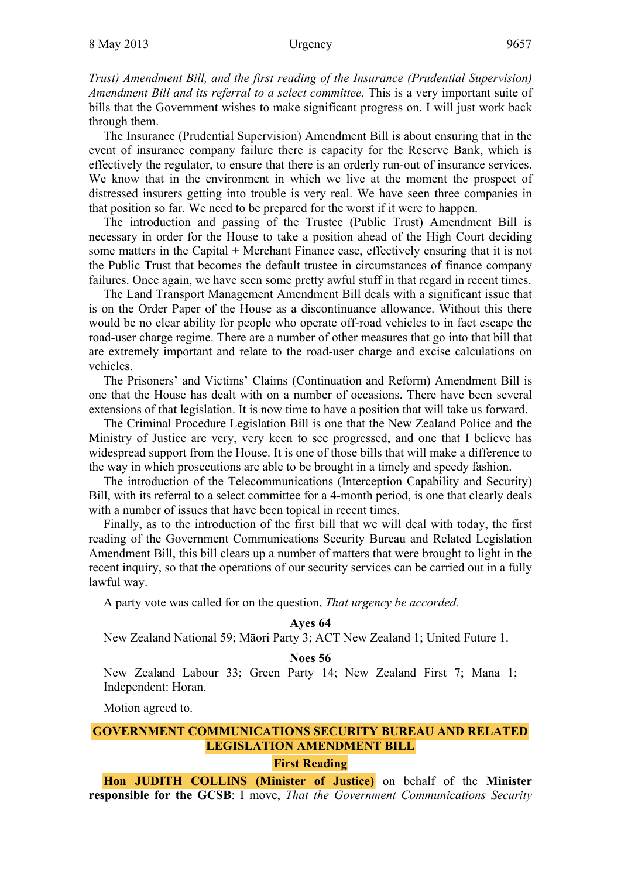*Trust) Amendment Bill, and the first reading of the Insurance (Prudential Supervision) Amendment Bill and its referral to a select committee.* This is a very important suite of bills that the Government wishes to make significant progress on. I will just work back through them.

The Insurance (Prudential Supervision) Amendment Bill is about ensuring that in the event of insurance company failure there is capacity for the Reserve Bank, which is effectively the regulator, to ensure that there is an orderly run-out of insurance services. We know that in the environment in which we live at the moment the prospect of distressed insurers getting into trouble is very real. We have seen three companies in that position so far. We need to be prepared for the worst if it were to happen.

The introduction and passing of the Trustee (Public Trust) Amendment Bill is necessary in order for the House to take a position ahead of the High Court deciding some matters in the Capital + Merchant Finance case, effectively ensuring that it is not the Public Trust that becomes the default trustee in circumstances of finance company failures. Once again, we have seen some pretty awful stuff in that regard in recent times.

The Land Transport Management Amendment Bill deals with a significant issue that is on the Order Paper of the House as a discontinuance allowance. Without this there would be no clear ability for people who operate off-road vehicles to in fact escape the road-user charge regime. There are a number of other measures that go into that bill that are extremely important and relate to the road-user charge and excise calculations on vehicles.

The Prisoners' and Victims' Claims (Continuation and Reform) Amendment Bill is one that the House has dealt with on a number of occasions. There have been several extensions of that legislation. It is now time to have a position that will take us forward.

The Criminal Procedure Legislation Bill is one that the New Zealand Police and the Ministry of Justice are very, very keen to see progressed, and one that I believe has widespread support from the House. It is one of those bills that will make a difference to the way in which prosecutions are able to be brought in a timely and speedy fashion.

The introduction of the Telecommunications (Interception Capability and Security) Bill, with its referral to a select committee for a 4-month period, is one that clearly deals with a number of issues that have been topical in recent times.

Finally, as to the introduction of the first bill that we will deal with today, the first reading of the Government Communications Security Bureau and Related Legislation Amendment Bill, this bill clears up a number of matters that were brought to light in the recent inquiry, so that the operations of our security services can be carried out in a fully lawful way.

A party vote was called for on the question, *That urgency be accorded.*

**Ayes 64**

New Zealand National 59; Māori Party 3; ACT New Zealand 1; United Future 1.

**Noes 56**

New Zealand Labour 33; Green Party 14; New Zealand First 7; Mana 1; Independent: Horan.

Motion agreed to.

## GOVERNMENT COMMUNICATIONS SECURITY BUREAU AND RELATED LEGISLATION AMENDMENT BILL

### First Reading

**Hon JUDITH COLLINS (Minister of Justice)** on behalf of the **Minister responsible for the GCSB**: I move, *That the Government Communications Security*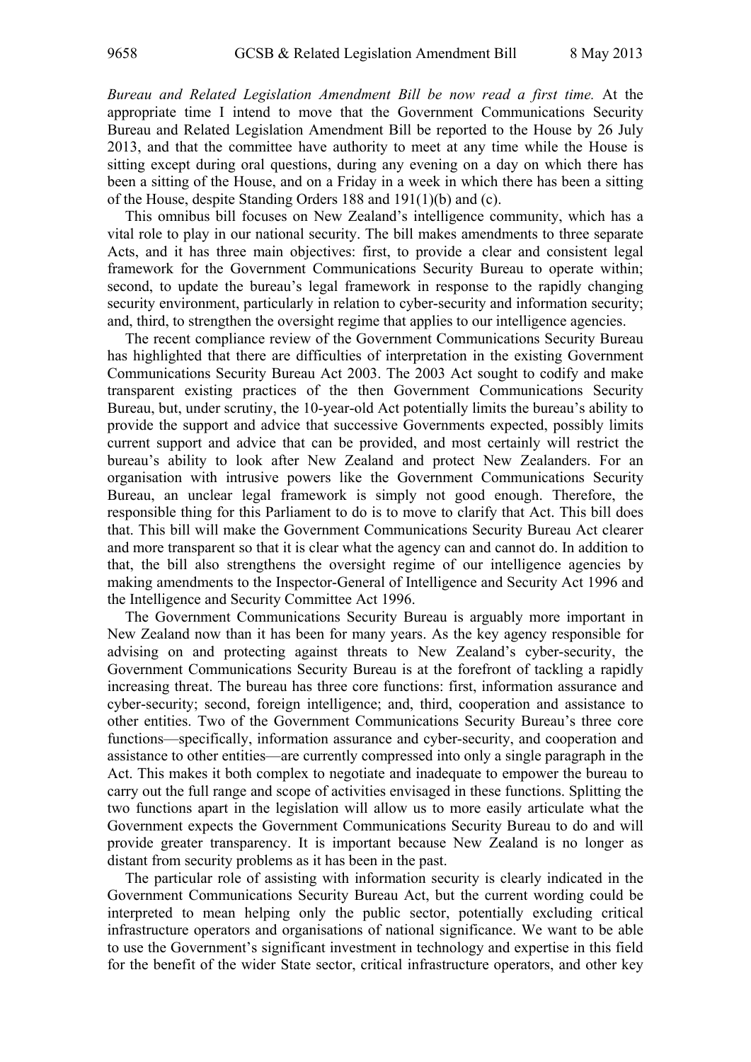*Bureau and Related Legislation Amendment Bill be now read a first time.* At the appropriate time I intend to move that the Government Communications Security Bureau and Related Legislation Amendment Bill be reported to the House by 26 July 2013, and that the committee have authority to meet at any time while the House is sitting except during oral questions, during any evening on a day on which there has been a sitting of the House, and on a Friday in a week in which there has been a sitting of the House, despite Standing Orders 188 and 191(1)(b) and (c).

This omnibus bill focuses on New Zealand's intelligence community, which has a vital role to play in our national security. The bill makes amendments to three separate Acts, and it has three main objectives: first, to provide a clear and consistent legal framework for the Government Communications Security Bureau to operate within; second, to update the bureau's legal framework in response to the rapidly changing security environment, particularly in relation to cyber-security and information security; and, third, to strengthen the oversight regime that applies to our intelligence agencies.

The recent compliance review of the Government Communications Security Bureau has highlighted that there are difficulties of interpretation in the existing Government Communications Security Bureau Act 2003. The 2003 Act sought to codify and make transparent existing practices of the then Government Communications Security Bureau, but, under scrutiny, the 10-year-old Act potentially limits the bureau's ability to provide the support and advice that successive Governments expected, possibly limits current support and advice that can be provided, and most certainly will restrict the bureau's ability to look after New Zealand and protect New Zealanders. For an organisation with intrusive powers like the Government Communications Security Bureau, an unclear legal framework is simply not good enough. Therefore, the responsible thing for this Parliament to do is to move to clarify that Act. This bill does that. This bill will make the Government Communications Security Bureau Act clearer and more transparent so that it is clear what the agency can and cannot do. In addition to that, the bill also strengthens the oversight regime of our intelligence agencies by making amendments to the Inspector-General of Intelligence and Security Act 1996 and the Intelligence and Security Committee Act 1996.

The Government Communications Security Bureau is arguably more important in New Zealand now than it has been for many years. As the key agency responsible for advising on and protecting against threats to New Zealand's cyber-security, the Government Communications Security Bureau is at the forefront of tackling a rapidly increasing threat. The bureau has three core functions: first, information assurance and cyber-security; second, foreign intelligence; and, third, cooperation and assistance to other entities. Two of the Government Communications Security Bureau's three core functions—specifically, information assurance and cyber-security, and cooperation and assistance to other entities—are currently compressed into only a single paragraph in the Act. This makes it both complex to negotiate and inadequate to empower the bureau to carry out the full range and scope of activities envisaged in these functions. Splitting the two functions apart in the legislation will allow us to more easily articulate what the Government expects the Government Communications Security Bureau to do and will provide greater transparency. It is important because New Zealand is no longer as distant from security problems as it has been in the past.

The particular role of assisting with information security is clearly indicated in the Government Communications Security Bureau Act, but the current wording could be interpreted to mean helping only the public sector, potentially excluding critical infrastructure operators and organisations of national significance. We want to be able to use the Government's significant investment in technology and expertise in this field for the benefit of the wider State sector, critical infrastructure operators, and other key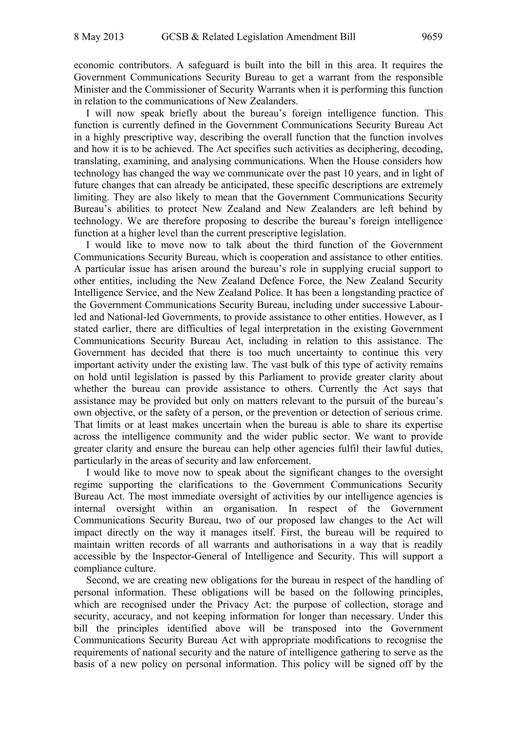economic contributors. A safeguard is built into the bill in this area. It requires the Government Communications Security Bureau to get a warrant from the responsible Minister and the Commissioner of Security Warrants when it is performing this function in relation to the communications of New Zealanders.

I will now speak briefly about the bureau's foreign intelligence function. This function is currently defined in the Government Communications Security Bureau Act in a highly prescriptive way, describing the overall function that the function involves and how it is to be achieved. The Act specifies such activities as deciphering, decoding, translating, examining, and analysing communications. When the House considers how technology has changed the way we communicate over the past 10 years, and in light of future changes that can already be anticipated, these specific descriptions are extremely limiting. They are also likely to mean that the Government Communications Security Bureau's abilities to protect New Zealand and New Zealanders are left behind by technology. We are therefore proposing to describe the bureau's foreign intelligence function at a higher level than the current prescriptive legislation.

I would like to move now to talk about the third function of the Government Communications Security Bureau, which is cooperation and assistance to other entities. A particular issue has arisen around the bureau's role in supplying crucial support to other entities, including the New Zealand Defence Force, the New Zealand Security Intelligence Service, and the New Zealand Police. It has been a longstanding practice of the Government Communications Security Bureau, including under successive Labour-led and National-led Governments, to provide assistance to other entities. However, as I stated earlier, there are difficulties of legal interpretation in the existing Government Communications Security Bureau Act, including in relation to this assistance. The Government has decided that there is too much uncertainty to continue this very important activity under the existing law. The vast bulk of this type of activity remains on hold until legislation is passed by this Parliament to provide greater clarity about whether the bureau can provide assistance to others. Currently the Act says that assistance may be provided but only on matters relevant to the pursuit of the bureau's own objective, or the safety of a person, or the prevention or detection of serious crime. That limits or at least makes uncertain when the bureau is able to share its expertise across the intelligence community and the wider public sector. We want to provide greater clarity and ensure the bureau can help other agencies fulfil their lawful duties, particularly in the areas of security and law enforcement.

I would like to move now to speak about the significant changes to the oversight regime supporting the clarifications to the Government Communications Security Bureau Act. The most immediate oversight of activities by our intelligence agencies is internal oversight within an organisation. In respect of the Government Communications Security Bureau, two of our proposed law changes to the Act will impact directly on the way it manages itself. First, the bureau will be required to maintain written records of all warrants and authorisations in a way that is readily accessible by the Inspector-General of Intelligence and Security. This will support a compliance culture.

Second, we are creating new obligations for the bureau in respect of the handling of personal information. These obligations will be based on the following principles, which are recognised under the Privacy Act: the purpose of collection, storage and security, accuracy, and not keeping information for longer than necessary. Under this bill the principles identified above will be transposed into the Government Communications Security Bureau Act with appropriate modifications to recognise the requirements of national security and the nature of intelligence gathering to serve as the basis of a new policy on personal information. This policy will be signed off by the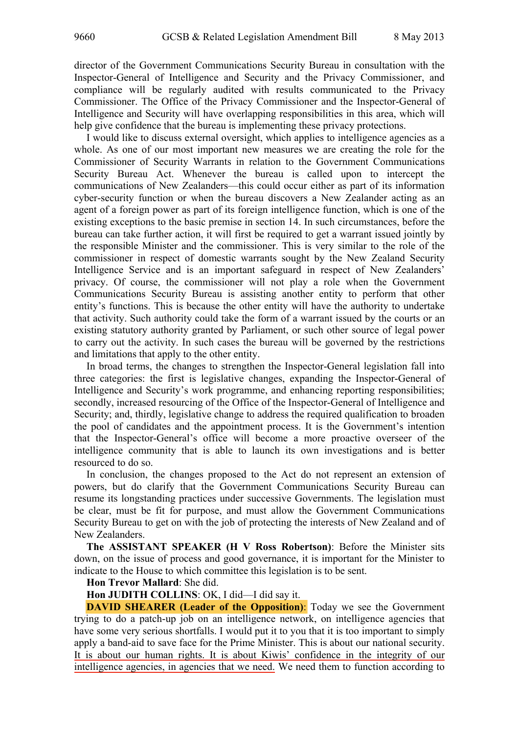director of the Government Communications Security Bureau in consultation with the Inspector-General of Intelligence and Security and the Privacy Commissioner, and compliance will be regularly audited with results communicated to the Privacy Commissioner. The Office of the Privacy Commissioner and the Inspector-General of Intelligence and Security will have overlapping responsibilities in this area, which will help give confidence that the bureau is implementing these privacy protections.

I would like to discuss external oversight, which applies to intelligence agencies as a whole. As one of our most important new measures we are creating the role for the Commissioner of Security Warrants in relation to the Government Communications Security Bureau Act. Whenever the bureau is called upon to intercept the communications of New Zealanders—this could occur either as part of its information cyber-security function or when the bureau discovers a New Zealander acting as an agent of a foreign power as part of its foreign intelligence function, which is one of the existing exceptions to the basic premise in section 14. In such circumstances, before the bureau can take further action, it will first be required to get a warrant issued jointly by the responsible Minister and the commissioner. This is very similar to the role of the commissioner in respect of domestic warrants sought by the New Zealand Security Intelligence Service and is an important safeguard in respect of New Zealanders' privacy. Of course, the commissioner will not play a role when the Government Communications Security Bureau is assisting another entity to perform that other entity's functions. This is because the other entity will have the authority to undertake that activity. Such authority could take the form of a warrant issued by the courts or an existing statutory authority granted by Parliament, or such other source of legal power to carry out the activity. In such cases the bureau will be governed by the restrictions and limitations that apply to the other entity.

In broad terms, the changes to strengthen the Inspector-General legislation fall into three categories: the first is legislative changes, expanding the Inspector-General of Intelligence and Security's work programme, and enhancing reporting responsibilities; secondly, increased resourcing of the Office of the Inspector-General of Intelligence and Security; and, thirdly, legislative change to address the required qualification to broaden the pool of candidates and the appointment process. It is the Government's intention that the Inspector-General's office will become a more proactive overseer of the intelligence community that is able to launch its own investigations and is better resourced to do so.

In conclusion, the changes proposed to the Act do not represent an extension of powers, but do clarify that the Government Communications Security Bureau can resume its longstanding practices under successive Governments. The legislation must be clear, must be fit for purpose, and must allow the Government Communications Security Bureau to get on with the job of protecting the interests of New Zealand and of New Zealanders.

**The ASSISTANT SPEAKER (H V Ross Robertson)**: Before the Minister sits down, on the issue of process and good governance, it is important for the Minister to indicate to the House to which committee this legislation is to be sent.

**Hon Trevor Mallard**: She did.

**Hon JUDITH COLLINS**: OK, I did—I did say it.

**DAVID SHEARER (Leader of the Opposition)**: Today we see the Government trying to do a patch-up job on an intelligence network, on intelligence agencies that have some very serious shortfalls. I would put it to you that it is too important to simply apply a band-aid to save face for the Prime Minister. This is about our national security. It is about our human rights. It is about Kiwis' confidence in the integrity of our intelligence agencies, in agencies that we need. We need them to function according to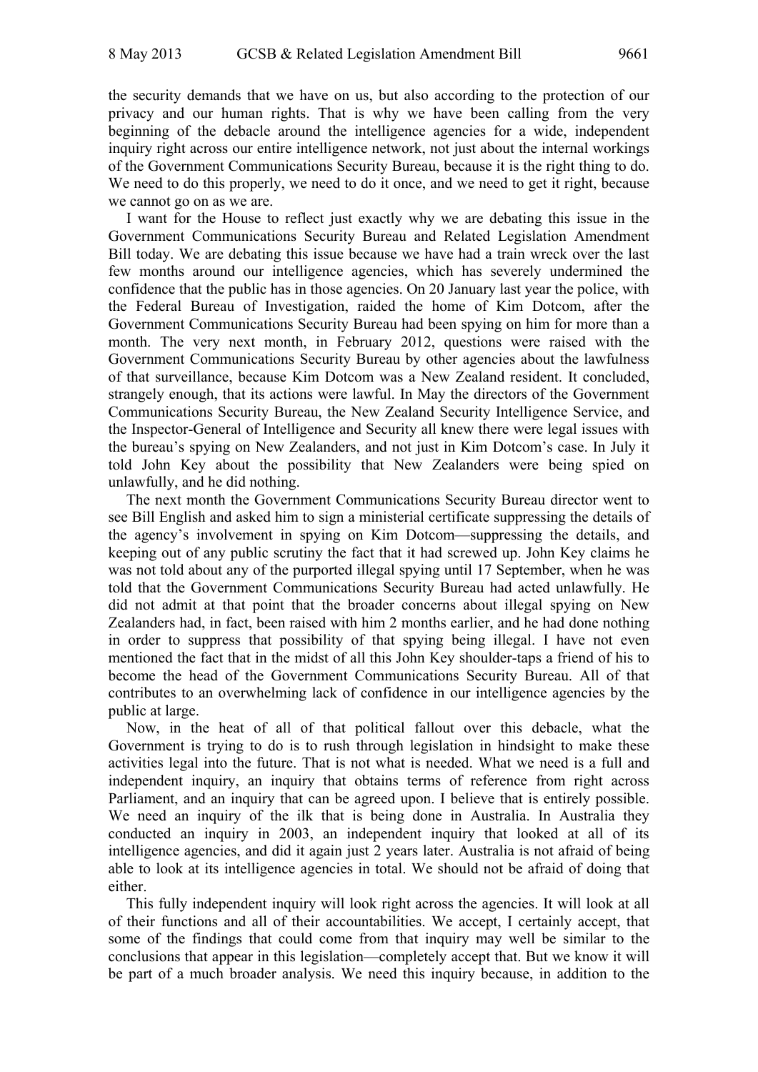the security demands that we have on us, but also according to the protection of our privacy and our human rights. That is why we have been calling from the very beginning of the debacle around the intelligence agencies for a wide, independent inquiry right across our entire intelligence network, not just about the internal workings of the Government Communications Security Bureau, because it is the right thing to do. We need to do this properly, we need to do it once, and we need to get it right, because we cannot go on as we are.

I want for the House to reflect just exactly why we are debating this issue in the Government Communications Security Bureau and Related Legislation Amendment Bill today. We are debating this issue because we have had a train wreck over the last few months around our intelligence agencies, which has severely undermined the confidence that the public has in those agencies. On 20 January last year the police, with the Federal Bureau of Investigation, raided the home of Kim Dotcom, after the Government Communications Security Bureau had been spying on him for more than a month. The very next month, in February 2012, questions were raised with the Government Communications Security Bureau by other agencies about the lawfulness of that surveillance, because Kim Dotcom was a New Zealand resident. It concluded, strangely enough, that its actions were lawful. In May the directors of the Government Communications Security Bureau, the New Zealand Security Intelligence Service, and the Inspector-General of Intelligence and Security all knew there were legal issues with the bureau's spying on New Zealanders, and not just in Kim Dotcom's case. In July it told John Key about the possibility that New Zealanders were being spied on unlawfully, and he did nothing.

The next month the Government Communications Security Bureau director went to see Bill English and asked him to sign a ministerial certificate suppressing the details of the agency's involvement in spying on Kim Dotcom—suppressing the details, and keeping out of any public scrutiny the fact that it had screwed up. John Key claims he was not told about any of the purported illegal spying until 17 September, when he was told that the Government Communications Security Bureau had acted unlawfully. He did not admit at that point that the broader concerns about illegal spying on New Zealanders had, in fact, been raised with him 2 months earlier, and he had done nothing in order to suppress that possibility of that spying being illegal. I have not even mentioned the fact that in the midst of all this John Key shoulder-taps a friend of his to become the head of the Government Communications Security Bureau. All of that contributes to an overwhelming lack of confidence in our intelligence agencies by the public at large.

Now, in the heat of all of that political fallout over this debacle, what the Government is trying to do is to rush through legislation in hindsight to make these activities legal into the future. That is not what is needed. What we need is a full and independent inquiry, an inquiry that obtains terms of reference from right across Parliament, and an inquiry that can be agreed upon. I believe that is entirely possible. We need an inquiry of the ilk that is being done in Australia. In Australia they conducted an inquiry in 2003, an independent inquiry that looked at all of its intelligence agencies, and did it again just 2 years later. Australia is not afraid of being able to look at its intelligence agencies in total. We should not be afraid of doing that either.

This fully independent inquiry will look right across the agencies. It will look at all of their functions and all of their accountabilities. We accept, I certainly accept, that some of the findings that could come from that inquiry may well be similar to the conclusions that appear in this legislation—completely accept that. But we know it will be part of a much broader analysis. We need this inquiry because, in addition to the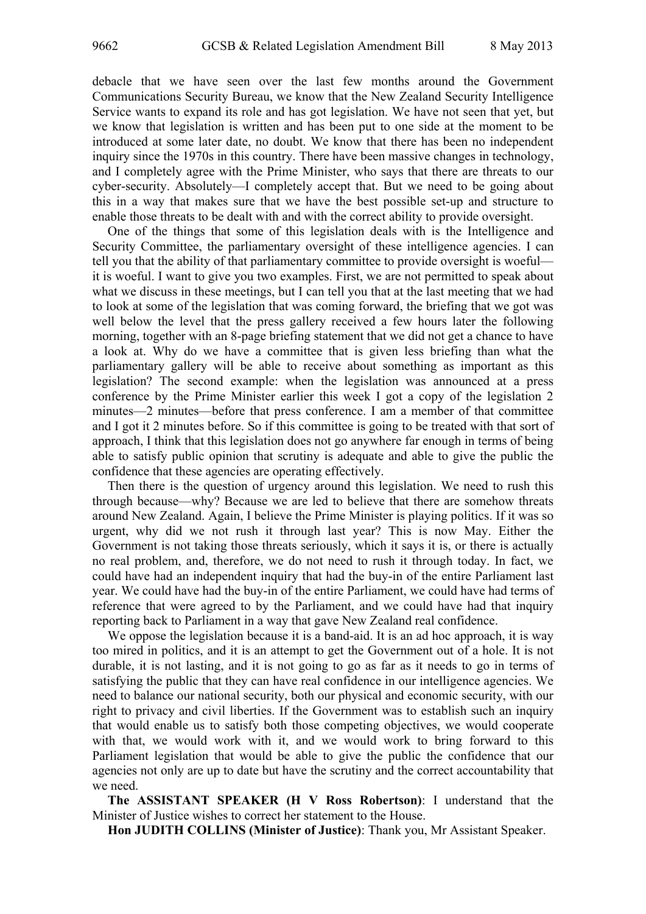debacle that we have seen over the last few months around the Government Communications Security Bureau, we know that the New Zealand Security Intelligence Service wants to expand its role and has got legislation. We have not seen that yet, but we know that legislation is written and has been put to one side at the moment to be introduced at some later date, no doubt. We know that there has been no independent inquiry since the 1970s in this country. There have been massive changes in technology, and I completely agree with the Prime Minister, who says that there are threats to our cyber-security. Absolutely—I completely accept that. But we need to be going about this in a way that makes sure that we have the best possible set-up and structure to enable those threats to be dealt with and with the correct ability to provide oversight.

One of the things that some of this legislation deals with is the Intelligence and Security Committee, the parliamentary oversight of these intelligence agencies. I can tell you that the ability of that parliamentary committee to provide oversight is woeful—it is woeful. I want to give you two examples. First, we are not permitted to speak about what we discuss in these meetings, but I can tell you that at the last meeting that we had to look at some of the legislation that was coming forward, the briefing that we got was well below the level that the press gallery received a few hours later the following morning, together with an 8-page briefing statement that we did not get a chance to have a look at. Why do we have a committee that is given less briefing than what the parliamentary gallery will be able to receive about something as important as this legislation? The second example: when the legislation was announced at a press conference by the Prime Minister earlier this week I got a copy of the legislation 2 minutes—2 minutes—before that press conference. I am a member of that committee and I got it 2 minutes before. So if this committee is going to be treated with that sort of approach, I think that this legislation does not go anywhere far enough in terms of being able to satisfy public opinion that scrutiny is adequate and able to give the public the confidence that these agencies are operating effectively.

Then there is the question of urgency around this legislation. We need to rush this through because—why? Because we are led to believe that there are somehow threats around New Zealand. Again, I believe the Prime Minister is playing politics. If it was so urgent, why did we not rush it through last year? This is now May. Either the Government is not taking those threats seriously, which it says it is, or there is actually no real problem, and, therefore, we do not need to rush it through today. In fact, we could have had an independent inquiry that had the buy-in of the entire Parliament last year. We could have had the buy-in of the entire Parliament, we could have had terms of reference that were agreed to by the Parliament, and we could have had that inquiry reporting back to Parliament in a way that gave New Zealand real confidence.

We oppose the legislation because it is a band-aid. It is an ad hoc approach, it is way too mired in politics, and it is an attempt to get the Government out of a hole. It is not durable, it is not lasting, and it is not going to go as far as it needs to go in terms of satisfying the public that they can have real confidence in our intelligence agencies. We need to balance our national security, both our physical and economic security, with our right to privacy and civil liberties. If the Government was to establish such an inquiry that would enable us to satisfy both those competing objectives, we would cooperate with that, we would work with it, and we would work to bring forward to this Parliament legislation that would be able to give the public the confidence that our agencies not only are up to date but have the scrutiny and the correct accountability that we need.

**The ASSISTANT SPEAKER (H V Ross Robertson)**: I understand that the Minister of Justice wishes to correct her statement to the House.

**Hon JUDITH COLLINS (Minister of Justice)**: Thank you, Mr Assistant Speaker.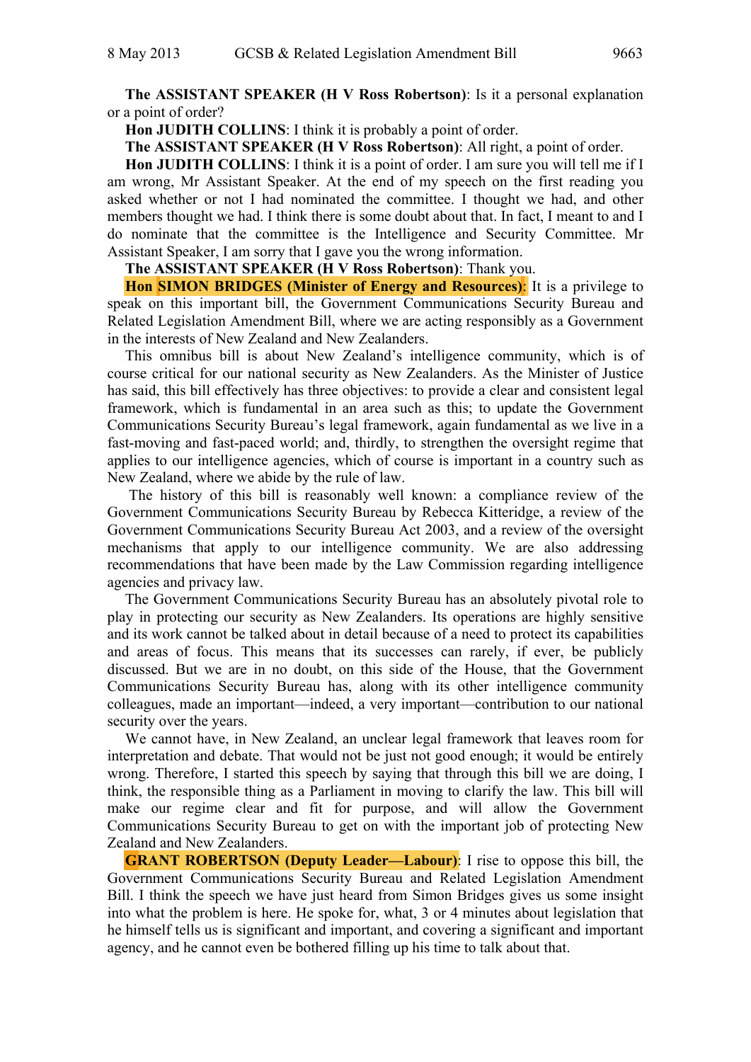**The ASSISTANT SPEAKER (H V Ross Robertson)**: Is it a personal explanation or a point of order?

**Hon JUDITH COLLINS**: I think it is probably a point of order.

**The ASSISTANT SPEAKER (H V Ross Robertson)**: All right, a point of order.

**Hon JUDITH COLLINS**: I think it is a point of order. I am sure you will tell me if I am wrong, Mr Assistant Speaker. At the end of my speech on the first reading you asked whether or not I had nominated the committee. I thought we had, and other members thought we had. I think there is some doubt about that. In fact, I meant to and I do nominate that the committee is the Intelligence and Security Committee. Mr Assistant Speaker, I am sorry that I gave you the wrong information.

**The ASSISTANT SPEAKER (H V Ross Robertson)**: Thank you.

**Hon SIMON BRIDGES (Minister of Energy and Resources)**: It is a privilege to speak on this important bill, the Government Communications Security Bureau and Related Legislation Amendment Bill, where we are acting responsibly as a Government in the interests of New Zealand and New Zealanders.

This omnibus bill is about New Zealand's intelligence community, which is of course critical for our national security as New Zealanders. As the Minister of Justice has said, this bill effectively has three objectives: to provide a clear and consistent legal framework, which is fundamental in an area such as this; to update the Government Communications Security Bureau's legal framework, again fundamental as we live in a fast-moving and fast-paced world; and, thirdly, to strengthen the oversight regime that applies to our intelligence agencies, which of course is important in a country such as New Zealand, where we abide by the rule of law.

The history of this bill is reasonably well known: a compliance review of the Government Communications Security Bureau by Rebecca Kitteridge, a review of the Government Communications Security Bureau Act 2003, and a review of the oversight mechanisms that apply to our intelligence community. We are also addressing recommendations that have been made by the Law Commission regarding intelligence agencies and privacy law.

The Government Communications Security Bureau has an absolutely pivotal role to play in protecting our security as New Zealanders. Its operations are highly sensitive and its work cannot be talked about in detail because of a need to protect its capabilities and areas of focus. This means that its successes can rarely, if ever, be publicly discussed. But we are in no doubt, on this side of the House, that the Government Communications Security Bureau has, along with its other intelligence community colleagues, made an important—indeed, a very important—contribution to our national security over the years.

We cannot have, in New Zealand, an unclear legal framework that leaves room for interpretation and debate. That would not be just not good enough; it would be entirely wrong. Therefore, I started this speech by saying that through this bill we are doing, I think, the responsible thing as a Parliament in moving to clarify the law. This bill will make our regime clear and fit for purpose, and will allow the Government Communications Security Bureau to get on with the important job of protecting New Zealand and New Zealanders.

**GRANT ROBERTSON (Deputy Leader—Labour)**: I rise to oppose this bill, the Government Communications Security Bureau and Related Legislation Amendment Bill. I think the speech we have just heard from Simon Bridges gives us some insight into what the problem is here. He spoke for, what, 3 or 4 minutes about legislation that he himself tells us is significant and important, and covering a significant and important agency, and he cannot even be bothered filling up his time to talk about that.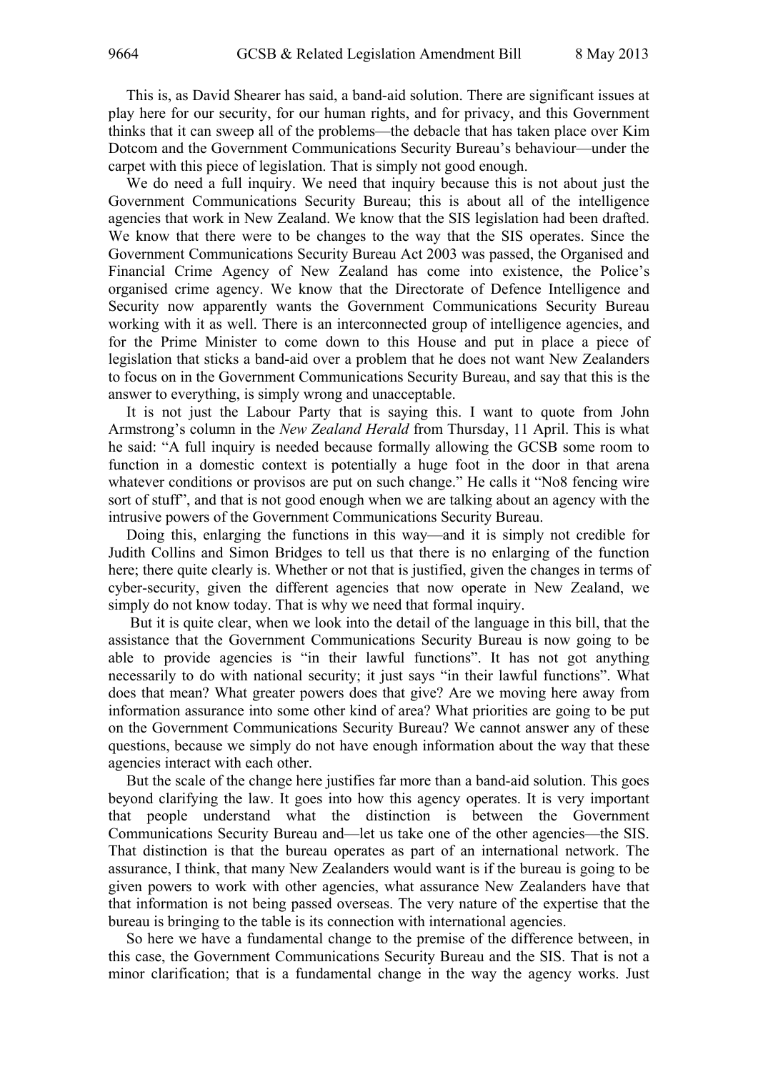This is, as David Shearer has said, a band-aid solution. There are significant issues at play here for our security, for our human rights, and for privacy, and this Government thinks that it can sweep all of the problems—the debacle that has taken place over Kim Dotcom and the Government Communications Security Bureau's behaviour—under the carpet with this piece of legislation. That is simply not good enough.

We do need a full inquiry. We need that inquiry because this is not about just the Government Communications Security Bureau; this is about all of the intelligence agencies that work in New Zealand. We know that the SIS legislation had been drafted. We know that there were to be changes to the way that the SIS operates. Since the Government Communications Security Bureau Act 2003 was passed, the Organised and Financial Crime Agency of New Zealand has come into existence, the Police's organised crime agency. We know that the Directorate of Defence Intelligence and Security now apparently wants the Government Communications Security Bureau working with it as well. There is an interconnected group of intelligence agencies, and for the Prime Minister to come down to this House and put in place a piece of legislation that sticks a band-aid over a problem that he does not want New Zealanders to focus on in the Government Communications Security Bureau, and say that this is the answer to everything, is simply wrong and unacceptable.

It is not just the Labour Party that is saying this. I want to quote from John Armstrong's column in the *New Zealand Herald* from Thursday, 11 April. This is what he said: "A full inquiry is needed because formally allowing the GCSB some room to function in a domestic context is potentially a huge foot in the door in that arena whatever conditions or provisos are put on such change." He calls it "No8 fencing wire sort of stuff", and that is not good enough when we are talking about an agency with the intrusive powers of the Government Communications Security Bureau.

Doing this, enlarging the functions in this way—and it is simply not credible for Judith Collins and Simon Bridges to tell us that there is no enlarging of the function here; there quite clearly is. Whether or not that is justified, given the changes in terms of cyber-security, given the different agencies that now operate in New Zealand, we simply do not know today. That is why we need that formal inquiry.

But it is quite clear, when we look into the detail of the language in this bill, that the assistance that the Government Communications Security Bureau is now going to be able to provide agencies is "in their lawful functions". It has not got anything necessarily to do with national security; it just says "in their lawful functions". What does that mean? What greater powers does that give? Are we moving here away from information assurance into some other kind of area? What priorities are going to be put on the Government Communications Security Bureau? We cannot answer any of these questions, because we simply do not have enough information about the way that these agencies interact with each other.

But the scale of the change here justifies far more than a band-aid solution. This goes beyond clarifying the law. It goes into how this agency operates. It is very important that people understand what the distinction is between the Government Communications Security Bureau and—let us take one of the other agencies—the SIS. That distinction is that the bureau operates as part of an international network. The assurance, I think, that many New Zealanders would want is if the bureau is going to be given powers to work with other agencies, what assurance New Zealanders have that that information is not being passed overseas. The very nature of the expertise that the bureau is bringing to the table is its connection with international agencies.

So here we have a fundamental change to the premise of the difference between, in this case, the Government Communications Security Bureau and the SIS. That is not a minor clarification; that is a fundamental change in the way the agency works. Just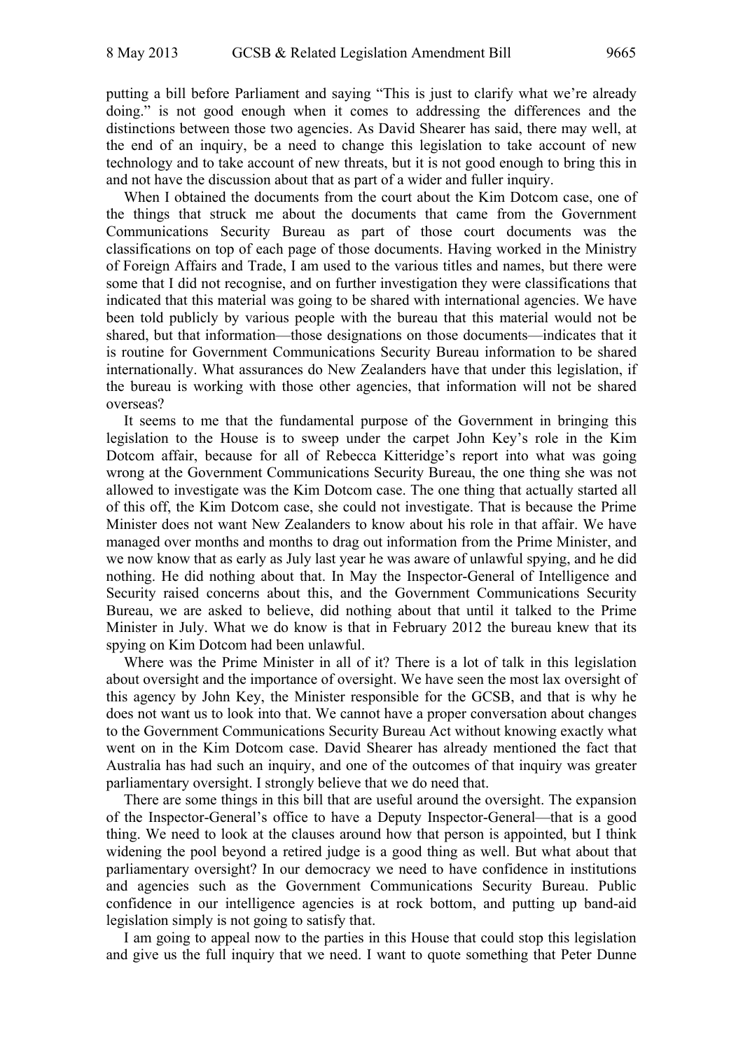putting a bill before Parliament and saying "This is just to clarify what we're already doing." is not good enough when it comes to addressing the differences and the distinctions between those two agencies. As David Shearer has said, there may well, at the end of an inquiry, be a need to change this legislation to take account of new technology and to take account of new threats, but it is not good enough to bring this in and not have the discussion about that as part of a wider and fuller inquiry.

When I obtained the documents from the court about the Kim Dotcom case, one of the things that struck me about the documents that came from the Government Communications Security Bureau as part of those court documents was the classifications on top of each page of those documents. Having worked in the Ministry of Foreign Affairs and Trade, I am used to the various titles and names, but there were some that I did not recognise, and on further investigation they were classifications that indicated that this material was going to be shared with international agencies. We have been told publicly by various people with the bureau that this material would not be shared, but that information—those designations on those documents—indicates that it is routine for Government Communications Security Bureau information to be shared internationally. What assurances do New Zealanders have that under this legislation, if the bureau is working with those other agencies, that information will not be shared overseas?

It seems to me that the fundamental purpose of the Government in bringing this legislation to the House is to sweep under the carpet John Key's role in the Kim Dotcom affair, because for all of Rebecca Kitteridge's report into what was going wrong at the Government Communications Security Bureau, the one thing she was not allowed to investigate was the Kim Dotcom case. The one thing that actually started all of this off, the Kim Dotcom case, she could not investigate. That is because the Prime Minister does not want New Zealanders to know about his role in that affair. We have managed over months and months to drag out information from the Prime Minister, and we now know that as early as July last year he was aware of unlawful spying, and he did nothing. He did nothing about that. In May the Inspector-General of Intelligence and Security raised concerns about this, and the Government Communications Security Bureau, we are asked to believe, did nothing about that until it talked to the Prime Minister in July. What we do know is that in February 2012 the bureau knew that its spying on Kim Dotcom had been unlawful.

Where was the Prime Minister in all of it? There is a lot of talk in this legislation about oversight and the importance of oversight. We have seen the most lax oversight of this agency by John Key, the Minister responsible for the GCSB, and that is why he does not want us to look into that. We cannot have a proper conversation about changes to the Government Communications Security Bureau Act without knowing exactly what went on in the Kim Dotcom case. David Shearer has already mentioned the fact that Australia has had such an inquiry, and one of the outcomes of that inquiry was greater parliamentary oversight. I strongly believe that we do need that.

There are some things in this bill that are useful around the oversight. The expansion of the Inspector-General's office to have a Deputy Inspector-General—that is a good thing. We need to look at the clauses around how that person is appointed, but I think widening the pool beyond a retired judge is a good thing as well. But what about that parliamentary oversight? In our democracy we need to have confidence in institutions and agencies such as the Government Communications Security Bureau. Public confidence in our intelligence agencies is at rock bottom, and putting up band-aid legislation simply is not going to satisfy that.

I am going to appeal now to the parties in this House that could stop this legislation and give us the full inquiry that we need. I want to quote something that Peter Dunne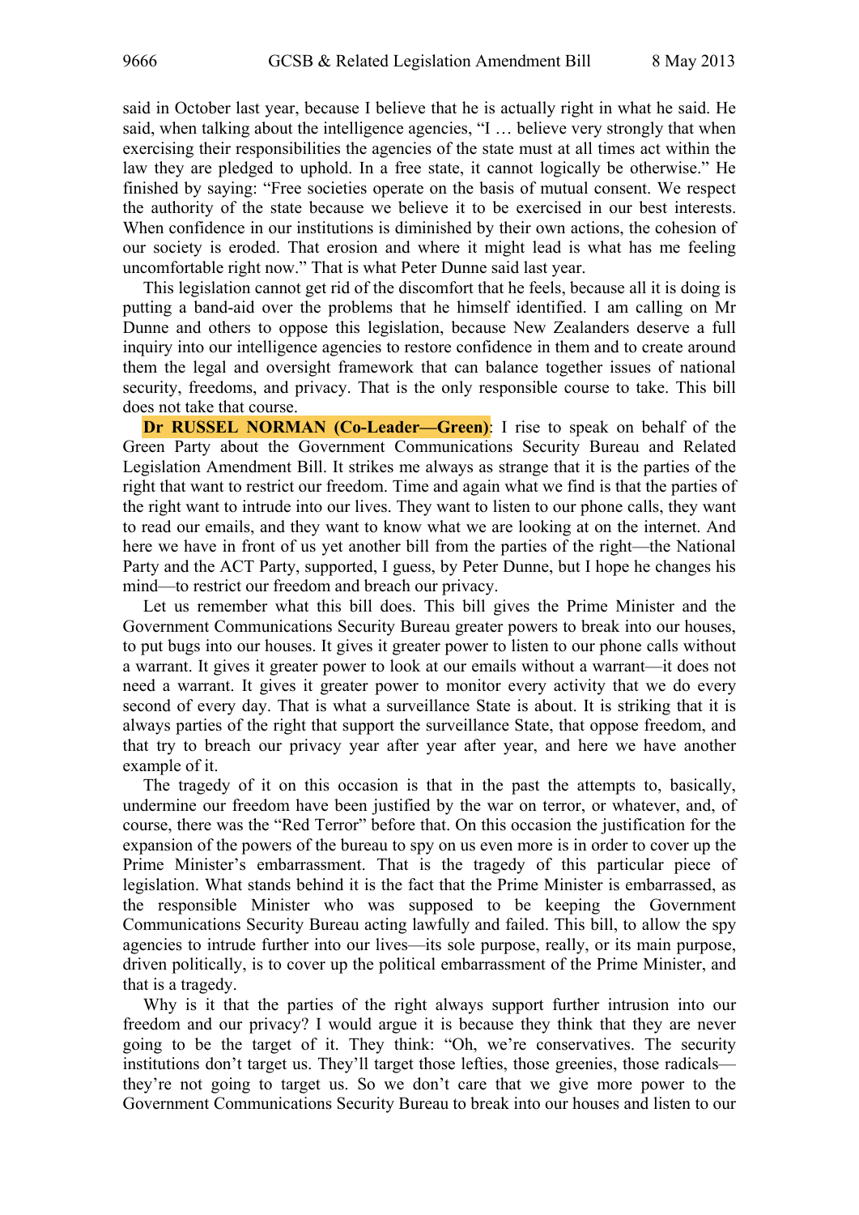said in October last year, because I believe that he is actually right in what he said. He said, when talking about the intelligence agencies, "I … believe very strongly that when exercising their responsibilities the agencies of the state must at all times act within the law they are pledged to uphold. In a free state, it cannot logically be otherwise." He finished by saying: "Free societies operate on the basis of mutual consent. We respect the authority of the state because we believe it to be exercised in our best interests. When confidence in our institutions is diminished by their own actions, the cohesion of our society is eroded. That erosion and where it might lead is what has me feeling uncomfortable right now." That is what Peter Dunne said last year.

This legislation cannot get rid of the discomfort that he feels, because all it is doing is putting a band-aid over the problems that he himself identified. I am calling on Mr Dunne and others to oppose this legislation, because New Zealanders deserve a full inquiry into our intelligence agencies to restore confidence in them and to create around them the legal and oversight framework that can balance together issues of national security, freedoms, and privacy. That is the only responsible course to take. This bill does not take that course.

**Dr RUSSEL NORMAN (Co-Leader—Green)**: I rise to speak on behalf of the Green Party about the Government Communications Security Bureau and Related Legislation Amendment Bill. It strikes me always as strange that it is the parties of the right that want to restrict our freedom. Time and again what we find is that the parties of the right want to intrude into our lives. They want to listen to our phone calls, they want to read our emails, and they want to know what we are looking at on the internet. And here we have in front of us yet another bill from the parties of the right—the National Party and the ACT Party, supported, I guess, by Peter Dunne, but I hope he changes his mind—to restrict our freedom and breach our privacy.

Let us remember what this bill does. This bill gives the Prime Minister and the Government Communications Security Bureau greater powers to break into our houses, to put bugs into our houses. It gives it greater power to listen to our phone calls without a warrant. It gives it greater power to look at our emails without a warrant—it does not need a warrant. It gives it greater power to monitor every activity that we do every second of every day. That is what a surveillance State is about. It is striking that it is always parties of the right that support the surveillance State, that oppose freedom, and that try to breach our privacy year after year after year, and here we have another example of it.

The tragedy of it on this occasion is that in the past the attempts to, basically, undermine our freedom have been justified by the war on terror, or whatever, and, of course, there was the "Red Terror" before that. On this occasion the justification for the expansion of the powers of the bureau to spy on us even more is in order to cover up the Prime Minister's embarrassment. That is the tragedy of this particular piece of legislation. What stands behind it is the fact that the Prime Minister is embarrassed, as the responsible Minister who was supposed to be keeping the Government Communications Security Bureau acting lawfully and failed. This bill, to allow the spy agencies to intrude further into our lives—its sole purpose, really, or its main purpose, driven politically, is to cover up the political embarrassment of the Prime Minister, and that is a tragedy.

Why is it that the parties of the right always support further intrusion into our freedom and our privacy? I would argue it is because they think that they are never going to be the target of it. They think: "Oh, we're conservatives. The security institutions don't target us. They'll target those lefties, those greenies, those radicals—they're not going to target us. So we don't care that we give more power to the Government Communications Security Bureau to break into our houses and listen to our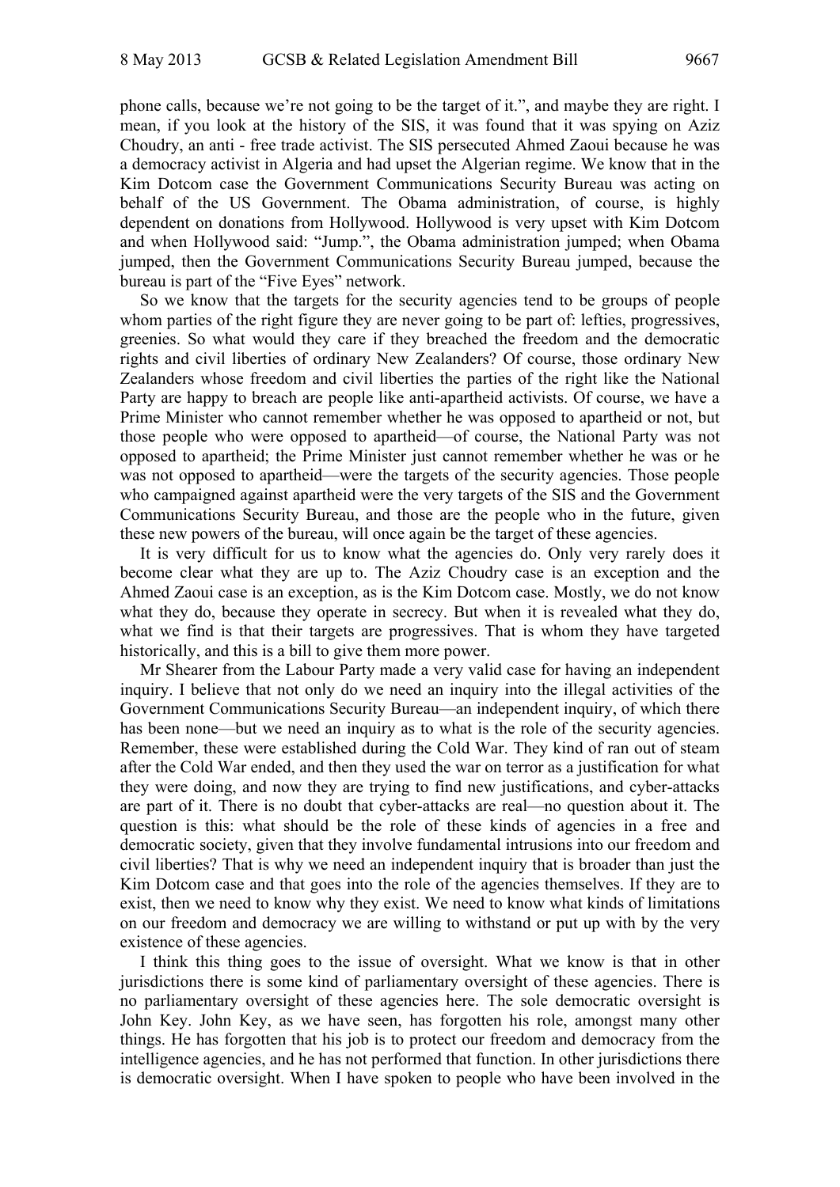phone calls, because we're not going to be the target of it.", and maybe they are right. I mean, if you look at the history of the SIS, it was found that it was spying on Aziz Choudry, an anti - free trade activist. The SIS persecuted Ahmed Zaoui because he was a democracy activist in Algeria and had upset the Algerian regime. We know that in the Kim Dotcom case the Government Communications Security Bureau was acting on behalf of the US Government. The Obama administration, of course, is highly dependent on donations from Hollywood. Hollywood is very upset with Kim Dotcom and when Hollywood said: "Jump.", the Obama administration jumped; when Obama jumped, then the Government Communications Security Bureau jumped, because the bureau is part of the "Five Eyes" network.

So we know that the targets for the security agencies tend to be groups of people whom parties of the right figure they are never going to be part of: lefties, progressives, greenies. So what would they care if they breached the freedom and the democratic rights and civil liberties of ordinary New Zealanders? Of course, those ordinary New Zealanders whose freedom and civil liberties the parties of the right like the National Party are happy to breach are people like anti-apartheid activists. Of course, we have a Prime Minister who cannot remember whether he was opposed to apartheid or not, but those people who were opposed to apartheid—of course, the National Party was not opposed to apartheid; the Prime Minister just cannot remember whether he was or he was not opposed to apartheid—were the targets of the security agencies. Those people who campaigned against apartheid were the very targets of the SIS and the Government Communications Security Bureau, and those are the people who in the future, given these new powers of the bureau, will once again be the target of these agencies.

It is very difficult for us to know what the agencies do. Only very rarely does it become clear what they are up to. The Aziz Choudry case is an exception and the Ahmed Zaoui case is an exception, as is the Kim Dotcom case. Mostly, we do not know what they do, because they operate in secrecy. But when it is revealed what they do, what we find is that their targets are progressives. That is whom they have targeted historically, and this is a bill to give them more power.

Mr Shearer from the Labour Party made a very valid case for having an independent inquiry. I believe that not only do we need an inquiry into the illegal activities of the Government Communications Security Bureau—an independent inquiry, of which there has been none—but we need an inquiry as to what is the role of the security agencies. Remember, these were established during the Cold War. They kind of ran out of steam after the Cold War ended, and then they used the war on terror as a justification for what they were doing, and now they are trying to find new justifications, and cyber-attacks are part of it. There is no doubt that cyber-attacks are real—no question about it. The question is this: what should be the role of these kinds of agencies in a free and democratic society, given that they involve fundamental intrusions into our freedom and civil liberties? That is why we need an independent inquiry that is broader than just the Kim Dotcom case and that goes into the role of the agencies themselves. If they are to exist, then we need to know why they exist. We need to know what kinds of limitations on our freedom and democracy we are willing to withstand or put up with by the very existence of these agencies.

I think this thing goes to the issue of oversight. What we know is that in other jurisdictions there is some kind of parliamentary oversight of these agencies. There is no parliamentary oversight of these agencies here. The sole democratic oversight is John Key. John Key, as we have seen, has forgotten his role, amongst many other things. He has forgotten that his job is to protect our freedom and democracy from the intelligence agencies, and he has not performed that function. In other jurisdictions there is democratic oversight. When I have spoken to people who have been involved in the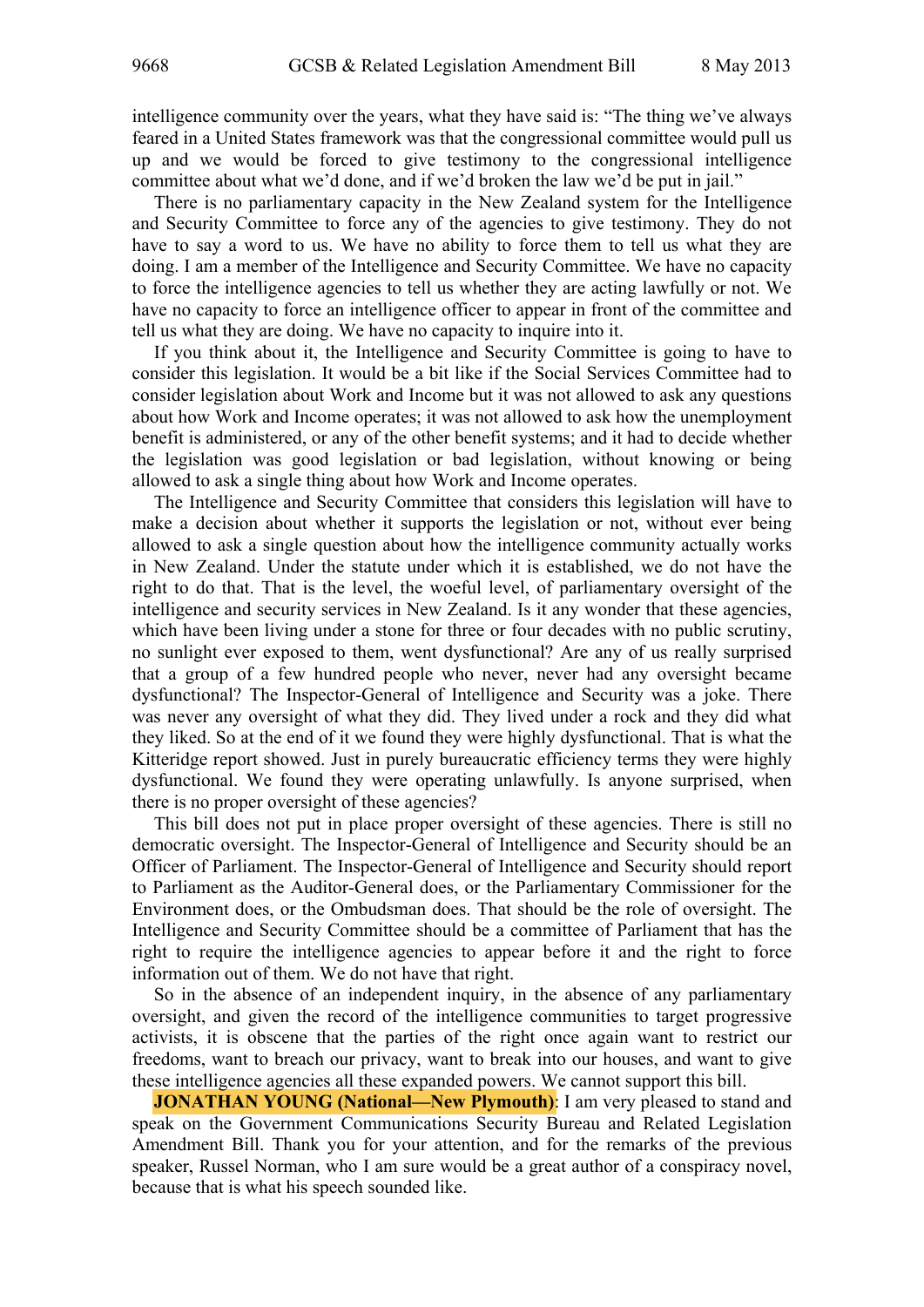intelligence community over the years, what they have said is: "The thing we've always feared in a United States framework was that the congressional committee would pull us up and we would be forced to give testimony to the congressional intelligence committee about what we'd done, and if we'd broken the law we'd be put in jail."

There is no parliamentary capacity in the New Zealand system for the Intelligence and Security Committee to force any of the agencies to give testimony. They do not have to say a word to us. We have no ability to force them to tell us what they are doing. I am a member of the Intelligence and Security Committee. We have no capacity to force the intelligence agencies to tell us whether they are acting lawfully or not. We have no capacity to force an intelligence officer to appear in front of the committee and tell us what they are doing. We have no capacity to inquire into it.

If you think about it, the Intelligence and Security Committee is going to have to consider this legislation. It would be a bit like if the Social Services Committee had to consider legislation about Work and Income but it was not allowed to ask any questions about how Work and Income operates; it was not allowed to ask how the unemployment benefit is administered, or any of the other benefit systems; and it had to decide whether the legislation was good legislation or bad legislation, without knowing or being allowed to ask a single thing about how Work and Income operates.

The Intelligence and Security Committee that considers this legislation will have to make a decision about whether it supports the legislation or not, without ever being allowed to ask a single question about how the intelligence community actually works in New Zealand. Under the statute under which it is established, we do not have the right to do that. That is the level, the woeful level, of parliamentary oversight of the intelligence and security services in New Zealand. Is it any wonder that these agencies, which have been living under a stone for three or four decades with no public scrutiny, no sunlight ever exposed to them, went dysfunctional? Are any of us really surprised that a group of a few hundred people who never, never had any oversight became dysfunctional? The Inspector-General of Intelligence and Security was a joke. There was never any oversight of what they did. They lived under a rock and they did what they liked. So at the end of it we found they were highly dysfunctional. That is what the Kitteridge report showed. Just in purely bureaucratic efficiency terms they were highly dysfunctional. We found they were operating unlawfully. Is anyone surprised, when there is no proper oversight of these agencies?

This bill does not put in place proper oversight of these agencies. There is still no democratic oversight. The Inspector-General of Intelligence and Security should be an Officer of Parliament. The Inspector-General of Intelligence and Security should report to Parliament as the Auditor-General does, or the Parliamentary Commissioner for the Environment does, or the Ombudsman does. That should be the role of oversight. The Intelligence and Security Committee should be a committee of Parliament that has the right to require the intelligence agencies to appear before it and the right to force information out of them. We do not have that right.

So in the absence of an independent inquiry, in the absence of any parliamentary oversight, and given the record of the intelligence communities to target progressive activists, it is obscene that the parties of the right once again want to restrict our freedoms, want to breach our privacy, want to break into our houses, and want to give these intelligence agencies all these expanded powers. We cannot support this bill.

**JONATHAN YOUNG (National—New Plymouth)**: I am very pleased to stand and speak on the Government Communications Security Bureau and Related Legislation Amendment Bill. Thank you for your attention, and for the remarks of the previous speaker, Russel Norman, who I am sure would be a great author of a conspiracy novel, because that is what his speech sounded like.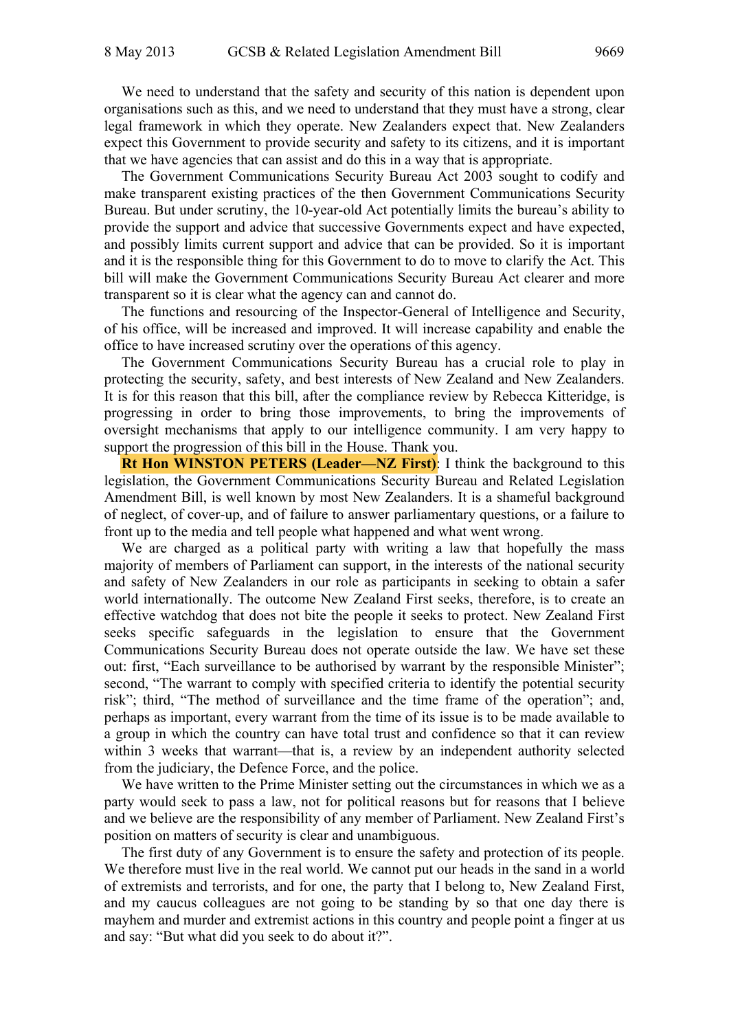We need to understand that the safety and security of this nation is dependent upon organisations such as this, and we need to understand that they must have a strong, clear legal framework in which they operate. New Zealanders expect that. New Zealanders expect this Government to provide security and safety to its citizens, and it is important that we have agencies that can assist and do this in a way that is appropriate.

The Government Communications Security Bureau Act 2003 sought to codify and make transparent existing practices of the then Government Communications Security Bureau. But under scrutiny, the 10-year-old Act potentially limits the bureau's ability to provide the support and advice that successive Governments expect and have expected, and possibly limits current support and advice that can be provided. So it is important and it is the responsible thing for this Government to do to move to clarify the Act. This bill will make the Government Communications Security Bureau Act clearer and more transparent so it is clear what the agency can and cannot do.

The functions and resourcing of the Inspector-General of Intelligence and Security, of his office, will be increased and improved. It will increase capability and enable the office to have increased scrutiny over the operations of this agency.

The Government Communications Security Bureau has a crucial role to play in protecting the security, safety, and best interests of New Zealand and New Zealanders. It is for this reason that this bill, after the compliance review by Rebecca Kitteridge, is progressing in order to bring those improvements, to bring the improvements of oversight mechanisms that apply to our intelligence community. I am very happy to support the progression of this bill in the House. Thank you.

**Rt Hon WINSTON PETERS (Leader—NZ First)**: I think the background to this legislation, the Government Communications Security Bureau and Related Legislation Amendment Bill, is well known by most New Zealanders. It is a shameful background of neglect, of cover-up, and of failure to answer parliamentary questions, or a failure to front up to the media and tell people what happened and what went wrong.

We are charged as a political party with writing a law that hopefully the mass majority of members of Parliament can support, in the interests of the national security and safety of New Zealanders in our role as participants in seeking to obtain a safer world internationally. The outcome New Zealand First seeks, therefore, is to create an effective watchdog that does not bite the people it seeks to protect. New Zealand First seeks specific safeguards in the legislation to ensure that the Government Communications Security Bureau does not operate outside the law. We have set these out: first, "Each surveillance to be authorised by warrant by the responsible Minister"; second, "The warrant to comply with specified criteria to identify the potential security risk"; third, "The method of surveillance and the time frame of the operation"; and, perhaps as important, every warrant from the time of its issue is to be made available to a group in which the country can have total trust and confidence so that it can review within 3 weeks that warrant—that is, a review by an independent authority selected from the judiciary, the Defence Force, and the police.

We have written to the Prime Minister setting out the circumstances in which we as a party would seek to pass a law, not for political reasons but for reasons that I believe and we believe are the responsibility of any member of Parliament. New Zealand First's position on matters of security is clear and unambiguous.

The first duty of any Government is to ensure the safety and protection of its people. We therefore must live in the real world. We cannot put our heads in the sand in a world of extremists and terrorists, and for one, the party that I belong to, New Zealand First, and my caucus colleagues are not going to be standing by so that one day there is mayhem and murder and extremist actions in this country and people point a finger at us and say: "But what did you seek to do about it?".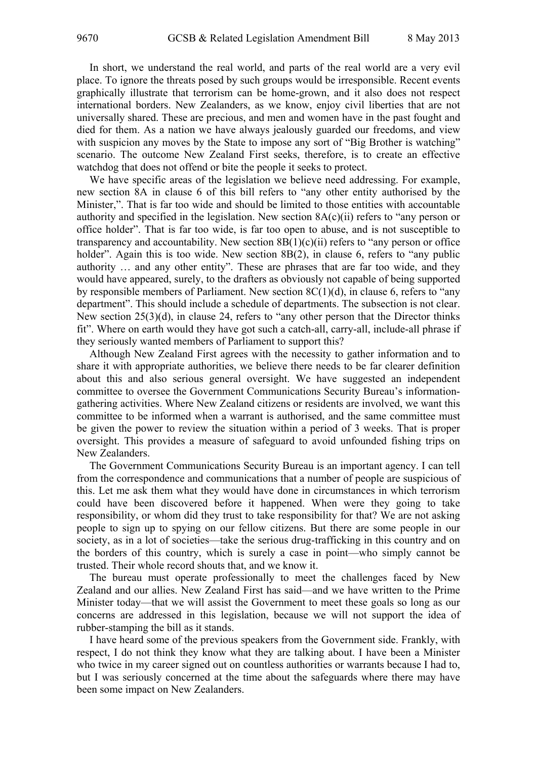In short, we understand the real world, and parts of the real world are a very evil place. To ignore the threats posed by such groups would be irresponsible. Recent events graphically illustrate that terrorism can be home-grown, and it also does not respect international borders. New Zealanders, as we know, enjoy civil liberties that are not universally shared. These are precious, and men and women have in the past fought and died for them. As a nation we have always jealously guarded our freedoms, and view with suspicion any moves by the State to impose any sort of "Big Brother is watching" scenario. The outcome New Zealand First seeks, therefore, is to create an effective watchdog that does not offend or bite the people it seeks to protect.

We have specific areas of the legislation we believe need addressing. For example, new section 8A in clause 6 of this bill refers to "any other entity authorised by the Minister,". That is far too wide and should be limited to those entities with accountable authority and specified in the legislation. New section 8A(c)(ii) refers to "any person or office holder". That is far too wide, is far too open to abuse, and is not susceptible to transparency and accountability. New section 8B(1)(c)(ii) refers to "any person or office holder". Again this is too wide. New section 8B(2), in clause 6, refers to "any public authority … and any other entity". These are phrases that are far too wide, and they would have appeared, surely, to the drafters as obviously not capable of being supported by responsible members of Parliament. New section 8C(1)(d), in clause 6, refers to "any department". This should include a schedule of departments. The subsection is not clear. New section 25(3)(d), in clause 24, refers to "any other person that the Director thinks fit". Where on earth would they have got such a catch-all, carry-all, include-all phrase if they seriously wanted members of Parliament to support this?

Although New Zealand First agrees with the necessity to gather information and to share it with appropriate authorities, we believe there needs to be far clearer definition about this and also serious general oversight. We have suggested an independent committee to oversee the Government Communications Security Bureau's information-gathering activities. Where New Zealand citizens or residents are involved, we want this committee to be informed when a warrant is authorised, and the same committee must be given the power to review the situation within a period of 3 weeks. That is proper oversight. This provides a measure of safeguard to avoid unfounded fishing trips on New Zealanders.

The Government Communications Security Bureau is an important agency. I can tell from the correspondence and communications that a number of people are suspicious of this. Let me ask them what they would have done in circumstances in which terrorism could have been discovered before it happened. When were they going to take responsibility, or whom did they trust to take responsibility for that? We are not asking people to sign up to spying on our fellow citizens. But there are some people in our society, as in a lot of societies—take the serious drug-trafficking in this country and on the borders of this country, which is surely a case in point—who simply cannot be trusted. Their whole record shouts that, and we know it.

The bureau must operate professionally to meet the challenges faced by New Zealand and our allies. New Zealand First has said—and we have written to the Prime Minister today—that we will assist the Government to meet these goals so long as our concerns are addressed in this legislation, because we will not support the idea of rubber-stamping the bill as it stands.

I have heard some of the previous speakers from the Government side. Frankly, with respect, I do not think they know what they are talking about. I have been a Minister who twice in my career signed out on countless authorities or warrants because I had to, but I was seriously concerned at the time about the safeguards where there may have been some impact on New Zealanders.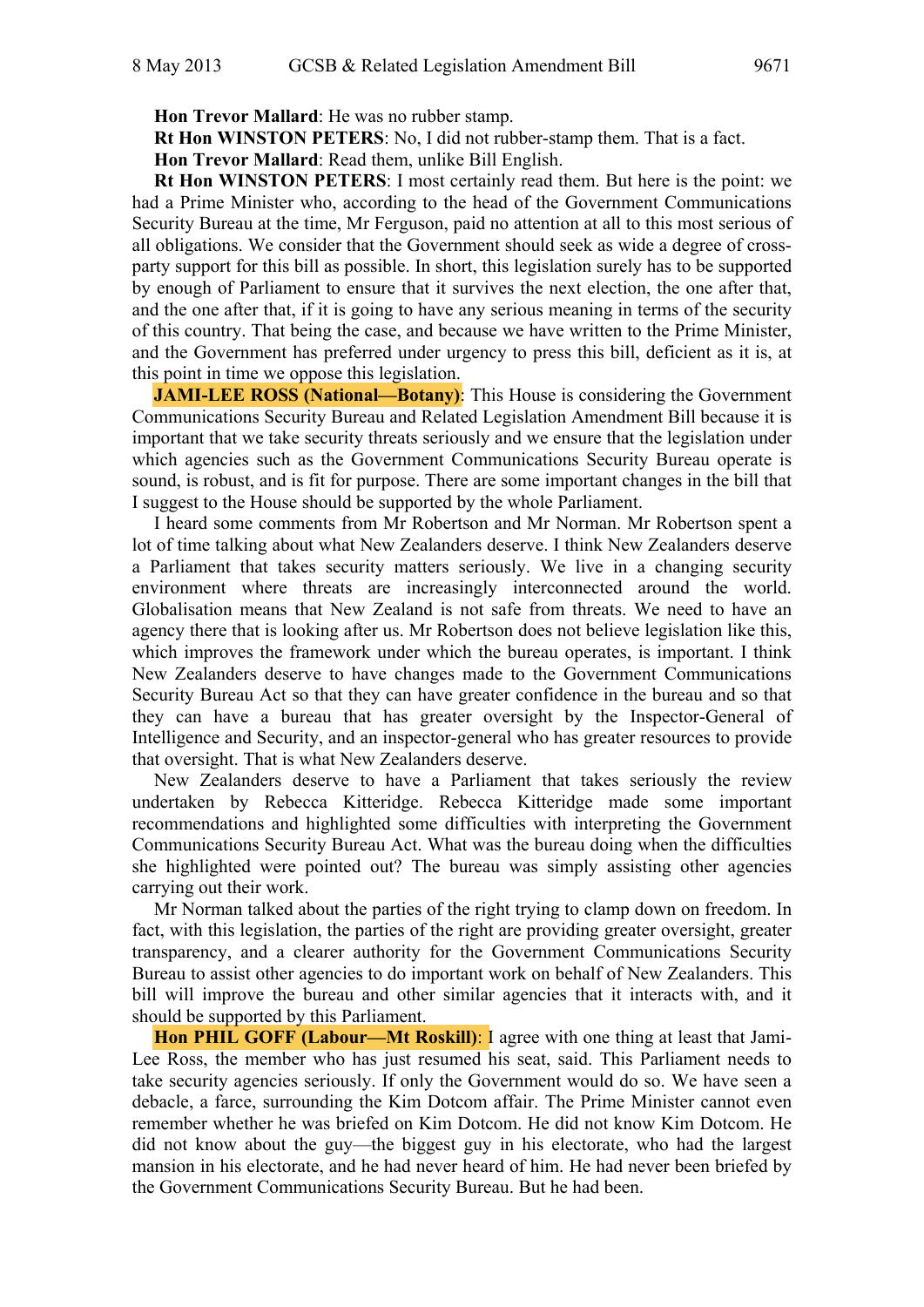**Hon Trevor Mallard**: He was no rubber stamp.

**Rt Hon WINSTON PETERS**: No, I did not rubber-stamp them. That is a fact.

**Hon Trevor Mallard**: Read them, unlike Bill English.

**Rt Hon WINSTON PETERS**: I most certainly read them. But here is the point: we had a Prime Minister who, according to the head of the Government Communications Security Bureau at the time, Mr Ferguson, paid no attention at all to this most serious of all obligations. We consider that the Government should seek as wide a degree of cross-party support for this bill as possible. In short, this legislation surely has to be supported by enough of Parliament to ensure that it survives the next election, the one after that, and the one after that, if it is going to have any serious meaning in terms of the security of this country. That being the case, and because we have written to the Prime Minister, and the Government has preferred under urgency to press this bill, deficient as it is, at this point in time we oppose this legislation.

**JAMI-LEE ROSS (National—Botany)**: This House is considering the Government Communications Security Bureau and Related Legislation Amendment Bill because it is important that we take security threats seriously and we ensure that the legislation under which agencies such as the Government Communications Security Bureau operate is sound, is robust, and is fit for purpose. There are some important changes in the bill that I suggest to the House should be supported by the whole Parliament.

I heard some comments from Mr Robertson and Mr Norman. Mr Robertson spent a lot of time talking about what New Zealanders deserve. I think New Zealanders deserve a Parliament that takes security matters seriously. We live in a changing security environment where threats are increasingly interconnected around the world. Globalisation means that New Zealand is not safe from threats. We need to have an agency there that is looking after us. Mr Robertson does not believe legislation like this, which improves the framework under which the bureau operates, is important. I think New Zealanders deserve to have changes made to the Government Communications Security Bureau Act so that they can have greater confidence in the bureau and so that they can have a bureau that has greater oversight by the Inspector-General of Intelligence and Security, and an inspector-general who has greater resources to provide that oversight. That is what New Zealanders deserve.

New Zealanders deserve to have a Parliament that takes seriously the review undertaken by Rebecca Kitteridge. Rebecca Kitteridge made some important recommendations and highlighted some difficulties with interpreting the Government Communications Security Bureau Act. What was the bureau doing when the difficulties she highlighted were pointed out? The bureau was simply assisting other agencies carrying out their work.

Mr Norman talked about the parties of the right trying to clamp down on freedom. In fact, with this legislation, the parties of the right are providing greater oversight, greater transparency, and a clearer authority for the Government Communications Security Bureau to assist other agencies to do important work on behalf of New Zealanders. This bill will improve the bureau and other similar agencies that it interacts with, and it should be supported by this Parliament.

**Hon PHIL GOFF (Labour—Mt Roskill)**: I agree with one thing at least that Jami-Lee Ross, the member who has just resumed his seat, said. This Parliament needs to take security agencies seriously. If only the Government would do so. We have seen a debacle, a farce, surrounding the Kim Dotcom affair. The Prime Minister cannot even remember whether he was briefed on Kim Dotcom. He did not know Kim Dotcom. He did not know about the guy—the biggest guy in his electorate, who had the largest mansion in his electorate, and he had never heard of him. He had never been briefed by the Government Communications Security Bureau. But he had been.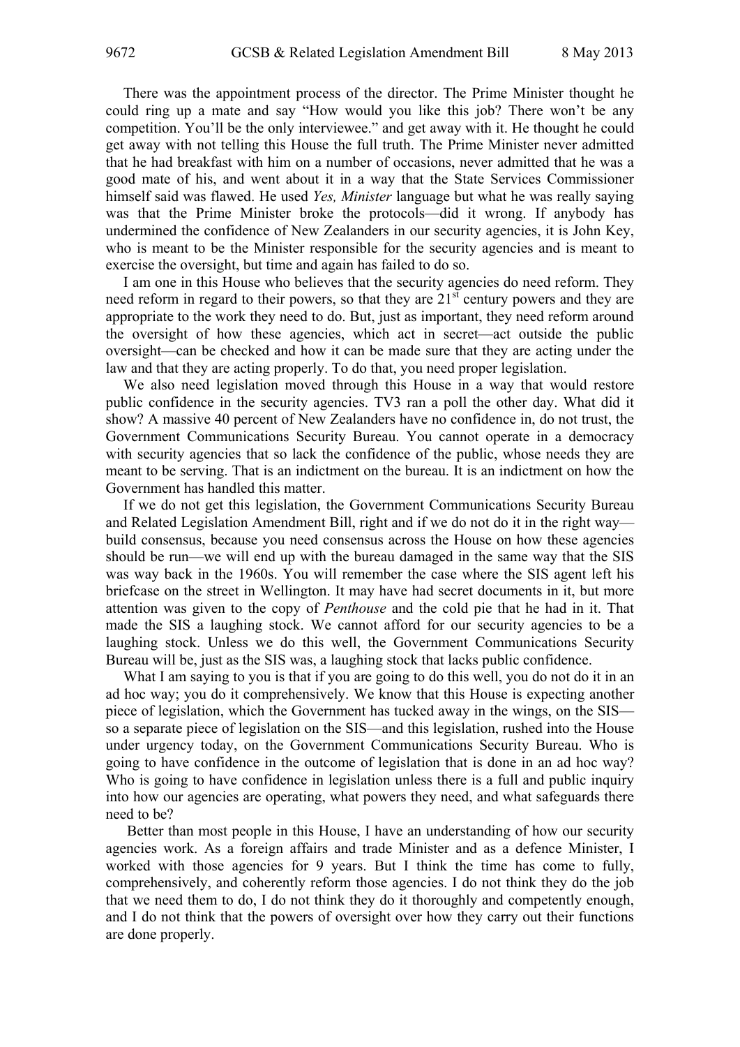There was the appointment process of the director. The Prime Minister thought he could ring up a mate and say "How would you like this job? There won't be any competition. You'll be the only interviewee." and get away with it. He thought he could get away with not telling this House the full truth. The Prime Minister never admitted that he had breakfast with him on a number of occasions, never admitted that he was a good mate of his, and went about it in a way that the State Services Commissioner himself said was flawed. He used *Yes, Minister* language but what he was really saying was that the Prime Minister broke the protocols—did it wrong. If anybody has undermined the confidence of New Zealanders in our security agencies, it is John Key, who is meant to be the Minister responsible for the security agencies and is meant to exercise the oversight, but time and again has failed to do so.

I am one in this House who believes that the security agencies do need reform. They need reform in regard to their powers, so that they are 21st century powers and they are appropriate to the work they need to do. But, just as important, they need reform around the oversight of how these agencies, which act in secret—act outside the public oversight—can be checked and how it can be made sure that they are acting under the law and that they are acting properly. To do that, you need proper legislation.

We also need legislation moved through this House in a way that would restore public confidence in the security agencies. TV3 ran a poll the other day. What did it show? A massive 40 percent of New Zealanders have no confidence in, do not trust, the Government Communications Security Bureau. You cannot operate in a democracy with security agencies that so lack the confidence of the public, whose needs they are meant to be serving. That is an indictment on the bureau. It is an indictment on how the Government has handled this matter.

If we do not get this legislation, the Government Communications Security Bureau and Related Legislation Amendment Bill, right and if we do not do it in the right way—build consensus, because you need consensus across the House on how these agencies should be run—we will end up with the bureau damaged in the same way that the SIS was way back in the 1960s. You will remember the case where the SIS agent left his briefcase on the street in Wellington. It may have had secret documents in it, but more attention was given to the copy of *Penthouse* and the cold pie that he had in it. That made the SIS a laughing stock. We cannot afford for our security agencies to be a laughing stock. Unless we do this well, the Government Communications Security Bureau will be, just as the SIS was, a laughing stock that lacks public confidence.

What I am saying to you is that if you are going to do this well, you do not do it in an ad hoc way; you do it comprehensively. We know that this House is expecting another piece of legislation, which the Government has tucked away in the wings, on the SIS—so a separate piece of legislation on the SIS—and this legislation, rushed into the House under urgency today, on the Government Communications Security Bureau. Who is going to have confidence in the outcome of legislation that is done in an ad hoc way? Who is going to have confidence in legislation unless there is a full and public inquiry into how our agencies are operating, what powers they need, and what safeguards there need to be?

Better than most people in this House, I have an understanding of how our security agencies work. As a foreign affairs and trade Minister and as a defence Minister, I worked with those agencies for 9 years. But I think the time has come to fully, comprehensively, and coherently reform those agencies. I do not think they do the job that we need them to do, I do not think they do it thoroughly and competently enough, and I do not think that the powers of oversight over how they carry out their functions are done properly.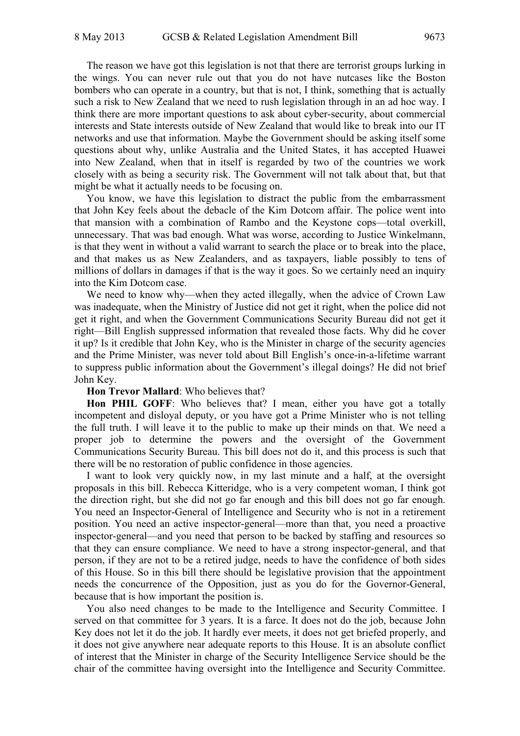The reason we have got this legislation is not that there are terrorist groups lurking in the wings. You can never rule out that you do not have nutcases like the Boston bombers who can operate in a country, but that is not, I think, something that is actually such a risk to New Zealand that we need to rush legislation through in an ad hoc way. I think there are more important questions to ask about cyber-security, about commercial interests and State interests outside of New Zealand that would like to break into our IT networks and use that information. Maybe the Government should be asking itself some questions about why, unlike Australia and the United States, it has accepted Huawei into New Zealand, when that in itself is regarded by two of the countries we work closely with as being a security risk. The Government will not talk about that, but that might be what it actually needs to be focusing on.

You know, we have this legislation to distract the public from the embarrassment that John Key feels about the debacle of the Kim Dotcom affair. The police went into that mansion with a combination of Rambo and the Keystone cops—total overkill, unnecessary. That was bad enough. What was worse, according to Justice Winkelmann, is that they went in without a valid warrant to search the place or to break into the place, and that makes us as New Zealanders, and as taxpayers, liable possibly to tens of millions of dollars in damages if that is the way it goes. So we certainly need an inquiry into the Kim Dotcom case.

We need to know why—when they acted illegally, when the advice of Crown Law was inadequate, when the Ministry of Justice did not get it right, when the police did not get it right, and when the Government Communications Security Bureau did not get it right—Bill English suppressed information that revealed those facts. Why did he cover it up? Is it credible that John Key, who is the Minister in charge of the security agencies and the Prime Minister, was never told about Bill English's once-in-a-lifetime warrant to suppress public information about the Government's illegal doings? He did not brief John Key.

**Hon Trevor Mallard**: Who believes that?

**Hon PHIL GOFF**: Who believes that? I mean, either you have got a totally incompetent and disloyal deputy, or you have got a Prime Minister who is not telling the full truth. I will leave it to the public to make up their minds on that. We need a proper job to determine the powers and the oversight of the Government Communications Security Bureau. This bill does not do it, and this process is such that there will be no restoration of public confidence in those agencies.

I want to look very quickly now, in my last minute and a half, at the oversight proposals in this bill. Rebecca Kitteridge, who is a very competent woman, I think got the direction right, but she did not go far enough and this bill does not go far enough. You need an Inspector-General of Intelligence and Security who is not in a retirement position. You need an active inspector-general—more than that, you need a proactive inspector-general—and you need that person to be backed by staffing and resources so that they can ensure compliance. We need to have a strong inspector-general, and that person, if they are not to be a retired judge, needs to have the confidence of both sides of this House. So in this bill there should be legislative provision that the appointment needs the concurrence of the Opposition, just as you do for the Governor-General, because that is how important the position is.

You also need changes to be made to the Intelligence and Security Committee. I served on that committee for 3 years. It is a farce. It does not do the job, because John Key does not let it do the job. It hardly ever meets, it does not get briefed properly, and it does not give anywhere near adequate reports to this House. It is an absolute conflict of interest that the Minister in charge of the Security Intelligence Service should be the chair of the committee having oversight into the Intelligence and Security Committee.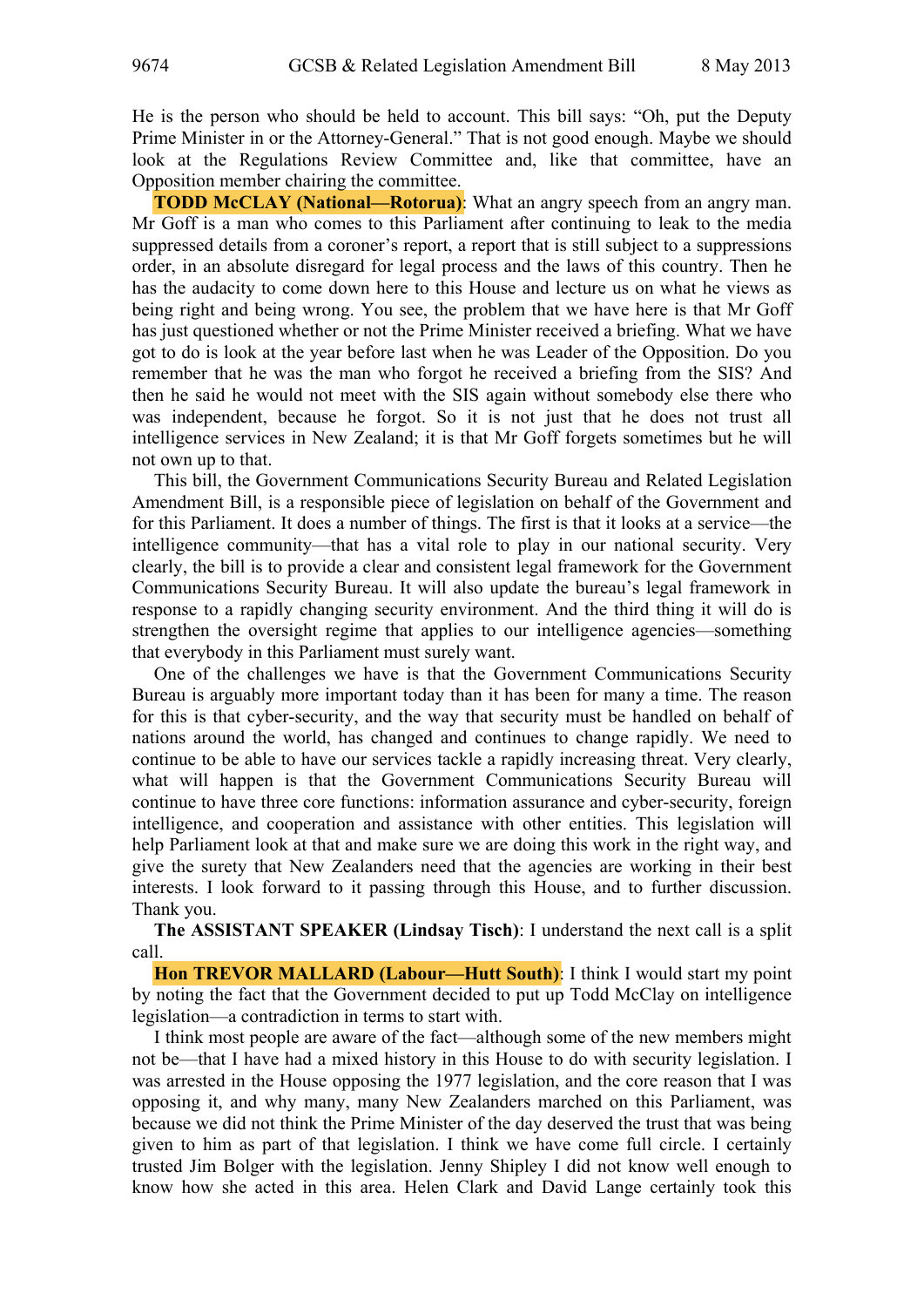He is the person who should be held to account. This bill says: "Oh, put the Deputy Prime Minister in or the Attorney-General." That is not good enough. Maybe we should look at the Regulations Review Committee and, like that committee, have an Opposition member chairing the committee.

**TODD McCLAY (National—Rotorua)**: What an angry speech from an angry man. Mr Goff is a man who comes to this Parliament after continuing to leak to the media suppressed details from a coroner's report, a report that is still subject to a suppressions order, in an absolute disregard for legal process and the laws of this country. Then he has the audacity to come down here to this House and lecture us on what he views as being right and being wrong. You see, the problem that we have here is that Mr Goff has just questioned whether or not the Prime Minister received a briefing. What we have got to do is look at the year before last when he was Leader of the Opposition. Do you remember that he was the man who forgot he received a briefing from the SIS? And then he said he would not meet with the SIS again without somebody else there who was independent, because he forgot. So it is not just that he does not trust all intelligence services in New Zealand; it is that Mr Goff forgets sometimes but he will not own up to that.

This bill, the Government Communications Security Bureau and Related Legislation Amendment Bill, is a responsible piece of legislation on behalf of the Government and for this Parliament. It does a number of things. The first is that it looks at a service—the intelligence community—that has a vital role to play in our national security. Very clearly, the bill is to provide a clear and consistent legal framework for the Government Communications Security Bureau. It will also update the bureau's legal framework in response to a rapidly changing security environment. And the third thing it will do is strengthen the oversight regime that applies to our intelligence agencies—something that everybody in this Parliament must surely want.

One of the challenges we have is that the Government Communications Security Bureau is arguably more important today than it has been for many a time. The reason for this is that cyber-security, and the way that security must be handled on behalf of nations around the world, has changed and continues to change rapidly. We need to continue to be able to have our services tackle a rapidly increasing threat. Very clearly, what will happen is that the Government Communications Security Bureau will continue to have three core functions: information assurance and cyber-security, foreign intelligence, and cooperation and assistance with other entities. This legislation will help Parliament look at that and make sure we are doing this work in the right way, and give the surety that New Zealanders need that the agencies are working in their best interests. I look forward to it passing through this House, and to further discussion. Thank you.

**The ASSISTANT SPEAKER (Lindsay Tisch)**: I understand the next call is a split call.

**Hon TREVOR MALLARD (Labour—Hutt South)**: I think I would start my point by noting the fact that the Government decided to put up Todd McClay on intelligence legislation—a contradiction in terms to start with.

I think most people are aware of the fact—although some of the new members might not be—that I have had a mixed history in this House to do with security legislation. I was arrested in the House opposing the 1977 legislation, and the core reason that I was opposing it, and why many, many New Zealanders marched on this Parliament, was because we did not think the Prime Minister of the day deserved the trust that was being given to him as part of that legislation. I think we have come full circle. I certainly trusted Jim Bolger with the legislation. Jenny Shipley I did not know well enough to know how she acted in this area. Helen Clark and David Lange certainly took this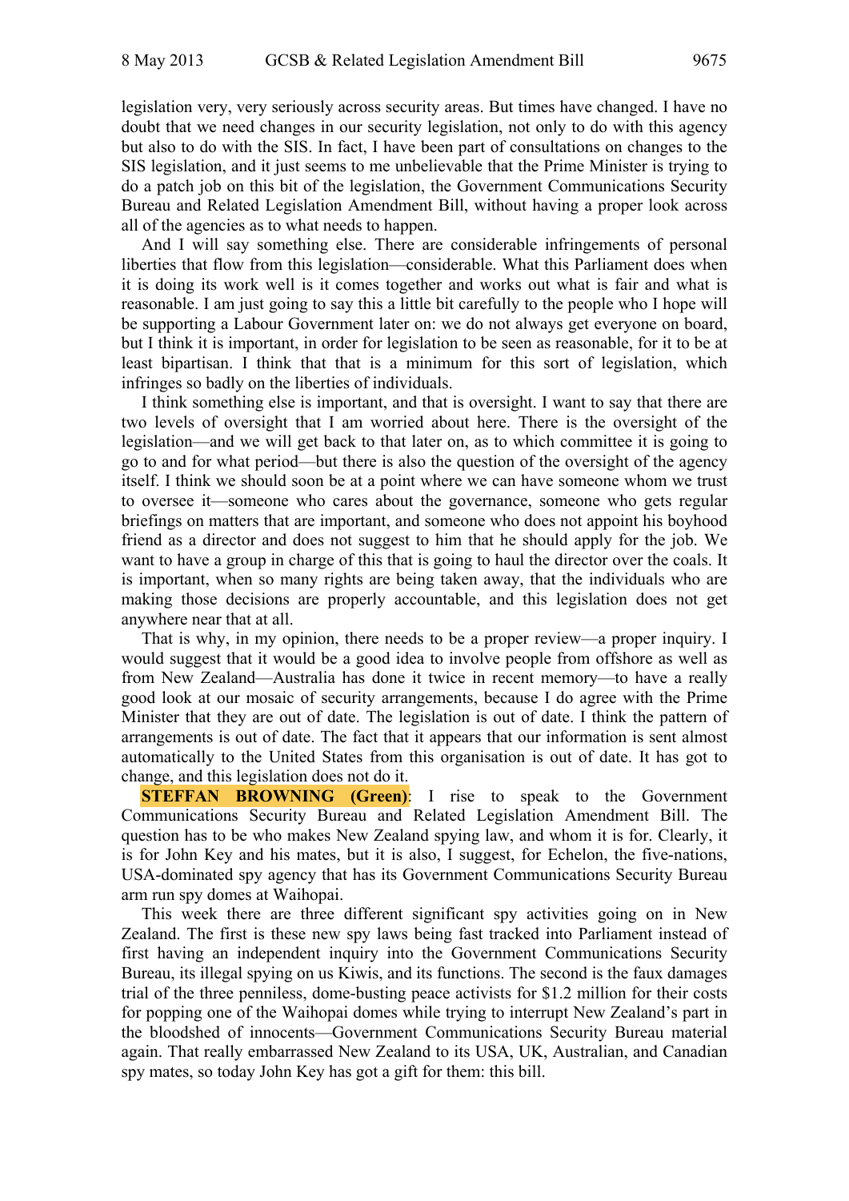legislation very, very seriously across security areas. But times have changed. I have no doubt that we need changes in our security legislation, not only to do with this agency but also to do with the SIS. In fact, I have been part of consultations on changes to the SIS legislation, and it just seems to me unbelievable that the Prime Minister is trying to do a patch job on this bit of the legislation, the Government Communications Security Bureau and Related Legislation Amendment Bill, without having a proper look across all of the agencies as to what needs to happen.

And I will say something else. There are considerable infringements of personal liberties that flow from this legislation—considerable. What this Parliament does when it is doing its work well is it comes together and works out what is fair and what is reasonable. I am just going to say this a little bit carefully to the people who I hope will be supporting a Labour Government later on: we do not always get everyone on board, but I think it is important, in order for legislation to be seen as reasonable, for it to be at least bipartisan. I think that that is a minimum for this sort of legislation, which infringes so badly on the liberties of individuals.

I think something else is important, and that is oversight. I want to say that there are two levels of oversight that I am worried about here. There is the oversight of the legislation—and we will get back to that later on, as to which committee it is going to go to and for what period—but there is also the question of the oversight of the agency itself. I think we should soon be at a point where we can have someone whom we trust to oversee it—someone who cares about the governance, someone who gets regular briefings on matters that are important, and someone who does not appoint his boyhood friend as a director and does not suggest to him that he should apply for the job. We want to have a group in charge of this that is going to haul the director over the coals. It is important, when so many rights are being taken away, that the individuals who are making those decisions are properly accountable, and this legislation does not get anywhere near that at all.

That is why, in my opinion, there needs to be a proper review—a proper inquiry. I would suggest that it would be a good idea to involve people from offshore as well as from New Zealand—Australia has done it twice in recent memory—to have a really good look at our mosaic of security arrangements, because I do agree with the Prime Minister that they are out of date. The legislation is out of date. I think the pattern of arrangements is out of date. The fact that it appears that our information is sent almost automatically to the United States from this organisation is out of date. It has got to change, and this legislation does not do it.

**STEFFAN BROWNING (Green)**: I rise to speak to the Government Communications Security Bureau and Related Legislation Amendment Bill. The question has to be who makes New Zealand spying law, and whom it is for. Clearly, it is for John Key and his mates, but it is also, I suggest, for Echelon, the five-nations, USA-dominated spy agency that has its Government Communications Security Bureau arm run spy domes at Waihopai.

This week there are three different significant spy activities going on in New Zealand. The first is these new spy laws being fast tracked into Parliament instead of first having an independent inquiry into the Government Communications Security Bureau, its illegal spying on us Kiwis, and its functions. The second is the faux damages trial of the three penniless, dome-busting peace activists for $1.2 million for their costs for popping one of the Waihopai domes while trying to interrupt New Zealand's part in the bloodshed of innocents—Government Communications Security Bureau material again. That really embarrassed New Zealand to its USA, UK, Australian, and Canadian spy mates, so today John Key has got a gift for them: this bill.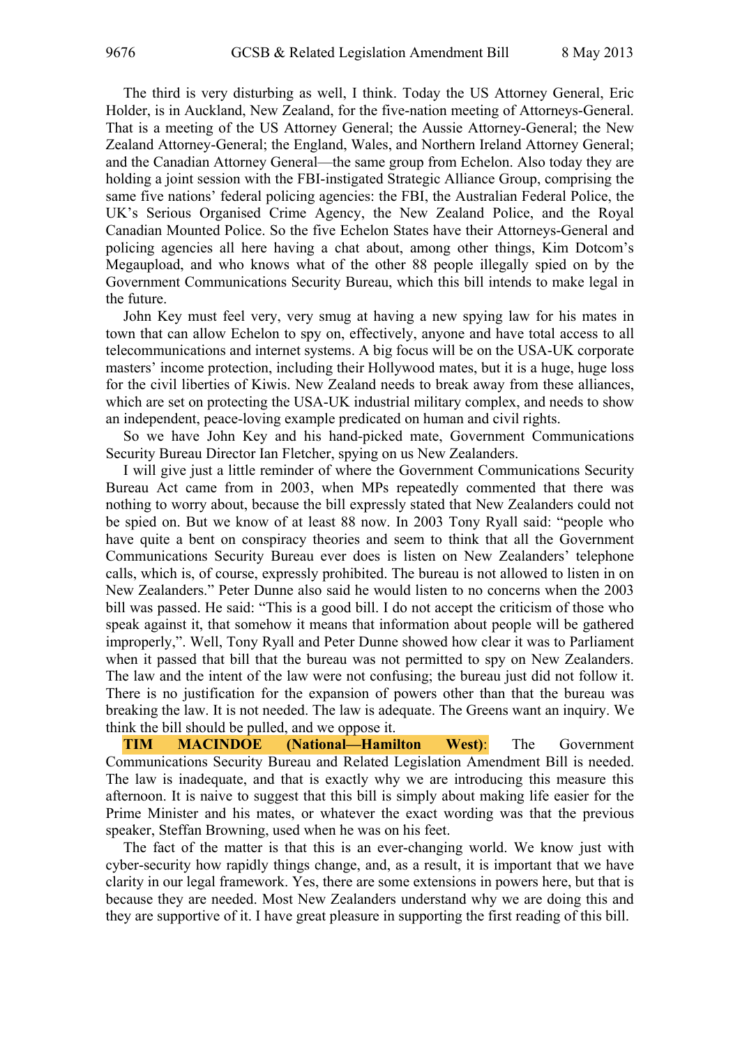The third is very disturbing as well, I think. Today the US Attorney General, Eric Holder, is in Auckland, New Zealand, for the five-nation meeting of Attorneys-General. That is a meeting of the US Attorney General; the Aussie Attorney-General; the New Zealand Attorney-General; the England, Wales, and Northern Ireland Attorney General; and the Canadian Attorney General—the same group from Echelon. Also today they are holding a joint session with the FBI-instigated Strategic Alliance Group, comprising the same five nations' federal policing agencies: the FBI, the Australian Federal Police, the UK's Serious Organised Crime Agency, the New Zealand Police, and the Royal Canadian Mounted Police. So the five Echelon States have their Attorneys-General and policing agencies all here having a chat about, among other things, Kim Dotcom's Megaupload, and who knows what of the other 88 people illegally spied on by the Government Communications Security Bureau, which this bill intends to make legal in the future.

John Key must feel very, very smug at having a new spying law for his mates in town that can allow Echelon to spy on, effectively, anyone and have total access to all telecommunications and internet systems. A big focus will be on the USA-UK corporate masters' income protection, including their Hollywood mates, but it is a huge, huge loss for the civil liberties of Kiwis. New Zealand needs to break away from these alliances, which are set on protecting the USA-UK industrial military complex, and needs to show an independent, peace-loving example predicated on human and civil rights.

So we have John Key and his hand-picked mate, Government Communications Security Bureau Director Ian Fletcher, spying on us New Zealanders.

I will give just a little reminder of where the Government Communications Security Bureau Act came from in 2003, when MPs repeatedly commented that there was nothing to worry about, because the bill expressly stated that New Zealanders could not be spied on. But we know of at least 88 now. In 2003 Tony Ryall said: "people who have quite a bent on conspiracy theories and seem to think that all the Government Communications Security Bureau ever does is listen on New Zealanders' telephone calls, which is, of course, expressly prohibited. The bureau is not allowed to listen in on New Zealanders." Peter Dunne also said he would listen to no concerns when the 2003 bill was passed. He said: "This is a good bill. I do not accept the criticism of those who speak against it, that somehow it means that information about people will be gathered improperly,". Well, Tony Ryall and Peter Dunne showed how clear it was to Parliament when it passed that bill that the bureau was not permitted to spy on New Zealanders. The law and the intent of the law were not confusing; the bureau just did not follow it. There is no justification for the expansion of powers other than that the bureau was breaking the law. It is not needed. The law is adequate. The Greens want an inquiry. We think the bill should be pulled, and we oppose it.

**TIM MACINDOE (National—Hamilton West)**: The Government Communications Security Bureau and Related Legislation Amendment Bill is needed. The law is inadequate, and that is exactly why we are introducing this measure this afternoon. It is naive to suggest that this bill is simply about making life easier for the Prime Minister and his mates, or whatever the exact wording was that the previous speaker, Steffan Browning, used when he was on his feet.

The fact of the matter is that this is an ever-changing world. We know just with cyber-security how rapidly things change, and, as a result, it is important that we have clarity in our legal framework. Yes, there are some extensions in powers here, but that is because they are needed. Most New Zealanders understand why we are doing this and they are supportive of it. I have great pleasure in supporting the first reading of this bill.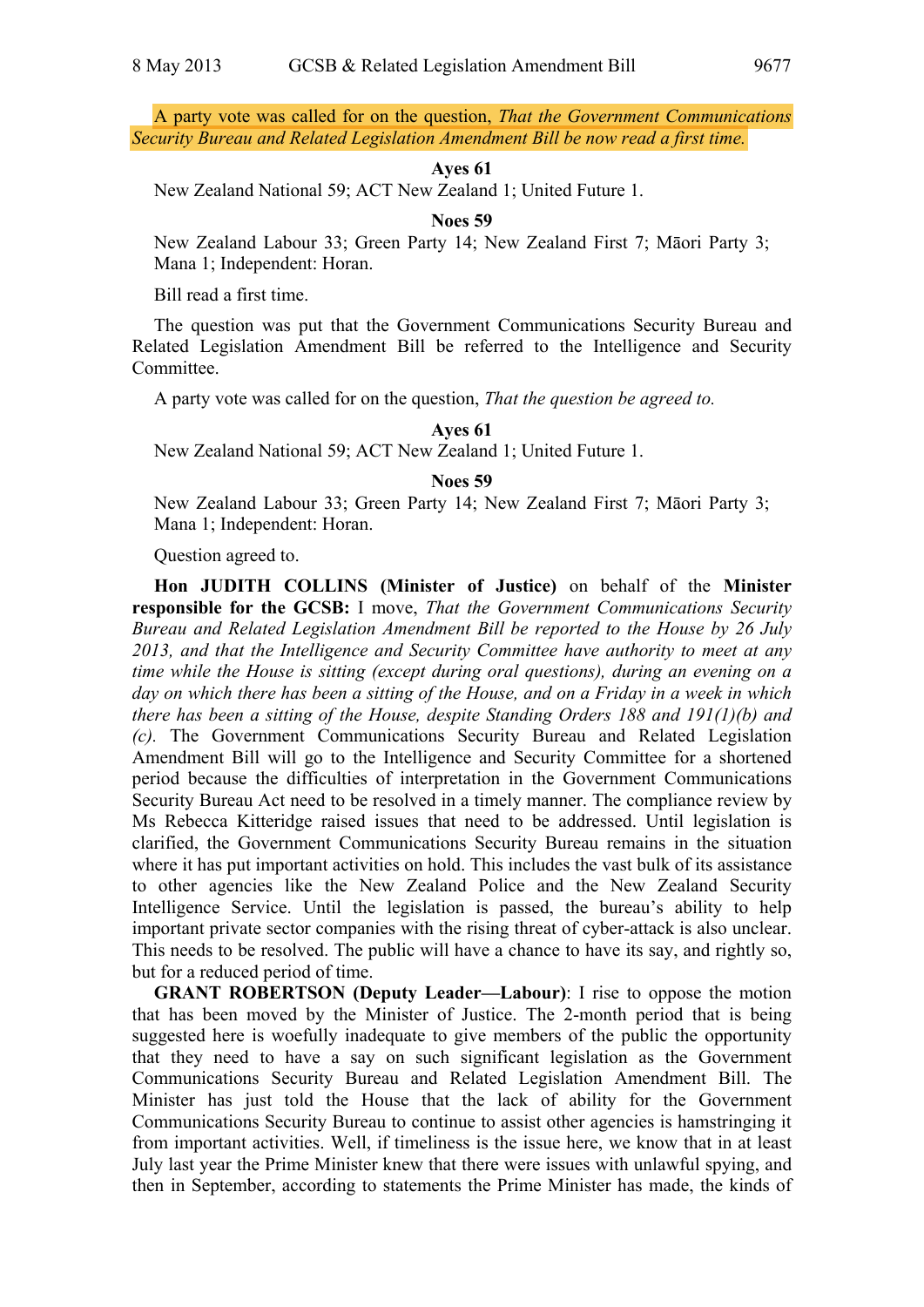A party vote was called for on the question, *That the Government Communications Security Bureau and Related Legislation Amendment Bill be now read a first time.*

**Ayes 61**

New Zealand National 59; ACT New Zealand 1; United Future 1.

**Noes 59**

New Zealand Labour 33; Green Party 14; New Zealand First 7; Māori Party 3; Mana 1; Independent: Horan.

Bill read a first time.

The question was put that the Government Communications Security Bureau and Related Legislation Amendment Bill be referred to the Intelligence and Security Committee.

A party vote was called for on the question, *That the question be agreed to.*

**Ayes 61**

New Zealand National 59; ACT New Zealand 1; United Future 1.

**Noes 59**

New Zealand Labour 33; Green Party 14; New Zealand First 7; Māori Party 3; Mana 1; Independent: Horan.

Question agreed to.

**Hon JUDITH COLLINS (Minister of Justice)** on behalf of the **Minister responsible for the GCSB:** I move, *That the Government Communications Security Bureau and Related Legislation Amendment Bill be reported to the House by 26 July 2013, and that the Intelligence and Security Committee have authority to meet at any time while the House is sitting (except during oral questions), during an evening on a day on which there has been a sitting of the House, and on a Friday in a week in which there has been a sitting of the House, despite Standing Orders 188 and 191(1)(b) and (c).* The Government Communications Security Bureau and Related Legislation Amendment Bill will go to the Intelligence and Security Committee for a shortened period because the difficulties of interpretation in the Government Communications Security Bureau Act need to be resolved in a timely manner. The compliance review by Ms Rebecca Kitteridge raised issues that need to be addressed. Until legislation is clarified, the Government Communications Security Bureau remains in the situation where it has put important activities on hold. This includes the vast bulk of its assistance to other agencies like the New Zealand Police and the New Zealand Security Intelligence Service. Until the legislation is passed, the bureau's ability to help important private sector companies with the rising threat of cyber-attack is also unclear. This needs to be resolved. The public will have a chance to have its say, and rightly so, but for a reduced period of time.

**GRANT ROBERTSON (Deputy Leader—Labour)**: I rise to oppose the motion that has been moved by the Minister of Justice. The 2-month period that is being suggested here is woefully inadequate to give members of the public the opportunity that they need to have a say on such significant legislation as the Government Communications Security Bureau and Related Legislation Amendment Bill. The Minister has just told the House that the lack of ability for the Government Communications Security Bureau to continue to assist other agencies is hamstringing it from important activities. Well, if timeliness is the issue here, we know that in at least July last year the Prime Minister knew that there were issues with unlawful spying, and then in September, according to statements the Prime Minister has made, the kinds of